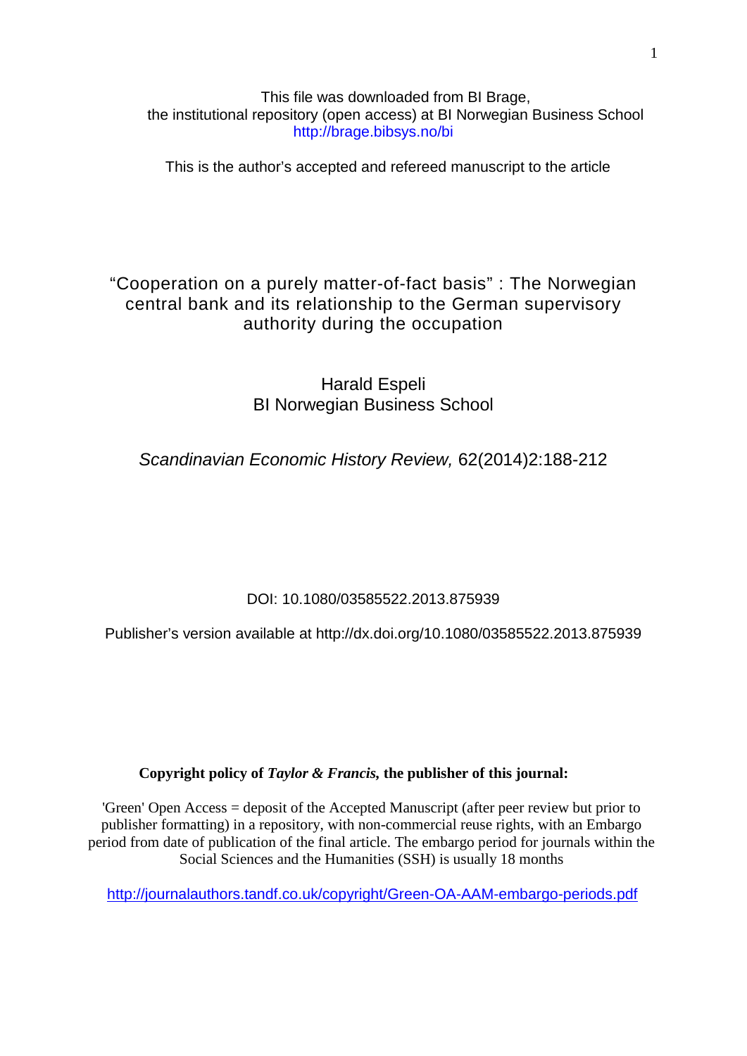This file was downloaded from BI Brage,
the institutional repository (open access) at BI Norwegian Business School
http://brage.bibsys.no/bi

This is the author's accepted and refereed manuscript to the article

# "Cooperation on a purely matter-of-fact basis" : The Norwegian central bank and its relationship to the German supervisory authority during the occupation

Harald Espeli
BI Norwegian Business School

*Scandinavian Economic History Review,* 62(2014)2:188-212

DOI: 10.1080/03585522.2013.875939

Publisher's version available at http://dx.doi.org/10.1080/03585522.2013.875939

**Copyright policy of *Taylor & Francis,* the publisher of this journal:**

'Green' Open Access = deposit of the Accepted Manuscript (after peer review but prior to publisher formatting) in a repository, with non-commercial reuse rights, with an Embargo period from date of publication of the final article. The embargo period for journals within the Social Sciences and the Humanities (SSH) is usually 18 months

http://journalauthors.tandf.co.uk/copyright/Green-OA-AAM-embargo-periods.pdf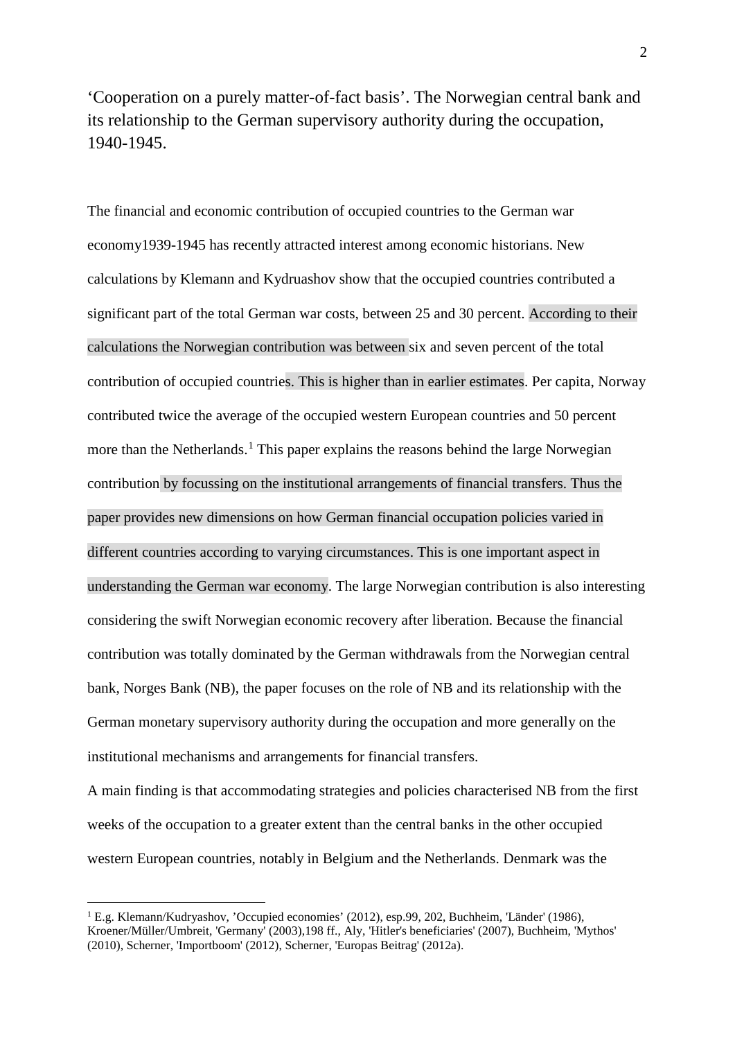‘Cooperation on a purely matter-of-fact basis’. The Norwegian central bank and its relationship to the German supervisory authority during the occupation, 1940-1945.

The financial and economic contribution of occupied countries to the German war economy1939-1945 has recently attracted interest among economic historians. New calculations by Klemann and Kydruashov show that the occupied countries contributed a significant part of the total German war costs, between 25 and 30 percent. According to their calculations the Norwegian contribution was between six and seven percent of the total contribution of occupied countries. This is higher than in earlier estimates. Per capita, Norway contributed twice the average of the occupied western European countries and 50 percent more than the Netherlands.[1] This paper explains the reasons behind the large Norwegian contribution by focussing on the institutional arrangements of financial transfers. Thus the paper provides new dimensions on how German financial occupation policies varied in different countries according to varying circumstances. This is one important aspect in understanding the German war economy. The large Norwegian contribution is also interesting considering the swift Norwegian economic recovery after liberation. Because the financial contribution was totally dominated by the German withdrawals from the Norwegian central bank, Norges Bank (NB), the paper focuses on the role of NB and its relationship with the German monetary supervisory authority during the occupation and more generally on the institutional mechanisms and arrangements for financial transfers.

A main finding is that accommodating strategies and policies characterised NB from the first weeks of the occupation to a greater extent than the central banks in the other occupied western European countries, notably in Belgium and the Netherlands. Denmark was the

[1] E.g. Klemann/Kudryashov, ’Occupied economies’ (2012), esp.99, 202, Buchheim, 'Länder' (1986), Kroener/Müller/Umbreit, 'Germany' (2003),198 ff., Aly, 'Hitler's beneficiaries' (2007), Buchheim, 'Mythos' (2010), Scherner, 'Importboom' (2012), Scherner, 'Europas Beitrag' (2012a).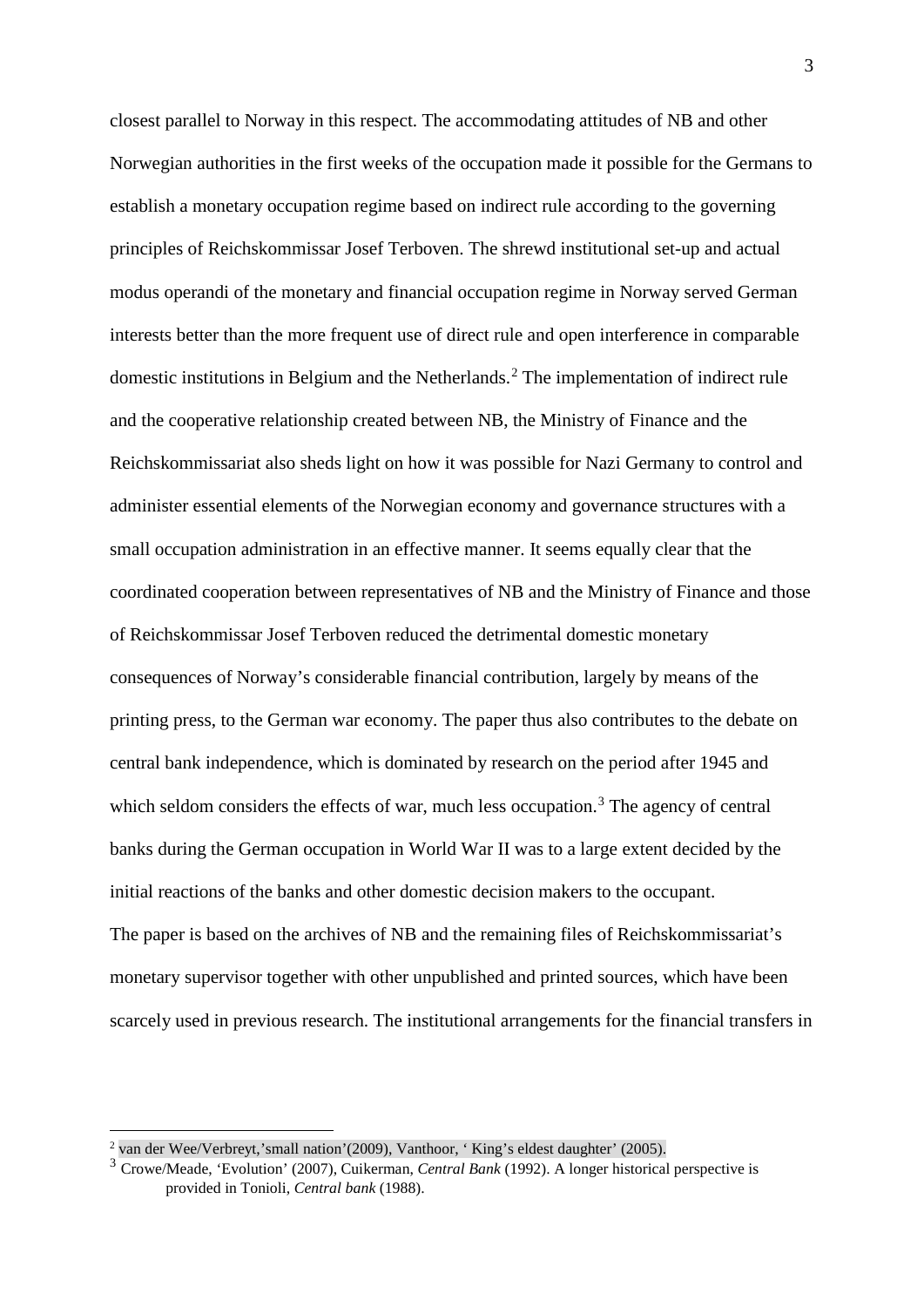closest parallel to Norway in this respect. The accommodating attitudes of NB and other Norwegian authorities in the first weeks of the occupation made it possible for the Germans to establish a monetary occupation regime based on indirect rule according to the governing principles of Reichskommissar Josef Terboven. The shrewd institutional set-up and actual modus operandi of the monetary and financial occupation regime in Norway served German interests better than the more frequent use of direct rule and open interference in comparable domestic institutions in Belgium and the Netherlands.[2] The implementation of indirect rule and the cooperative relationship created between NB, the Ministry of Finance and the Reichskommissariat also sheds light on how it was possible for Nazi Germany to control and administer essential elements of the Norwegian economy and governance structures with a small occupation administration in an effective manner. It seems equally clear that the coordinated cooperation between representatives of NB and the Ministry of Finance and those of Reichskommissar Josef Terboven reduced the detrimental domestic monetary consequences of Norway's considerable financial contribution, largely by means of the printing press, to the German war economy. The paper thus also contributes to the debate on central bank independence, which is dominated by research on the period after 1945 and which seldom considers the effects of war, much less occupation.[3] The agency of central banks during the German occupation in World War II was to a large extent decided by the initial reactions of the banks and other domestic decision makers to the occupant.

The paper is based on the archives of NB and the remaining files of Reichskommissariat's monetary supervisor together with other unpublished and printed sources, which have been scarcely used in previous research. The institutional arrangements for the financial transfers in

---

[2] van der Wee/Verbreyt,'small nation'(2009), Vanthoor, ' King's eldest daughter' (2005).

[3] Crowe/Meade, 'Evolution' (2007), Cuikerman, *Central Bank* (1992). A longer historical perspective is provided in Tonioli, *Central bank* (1988).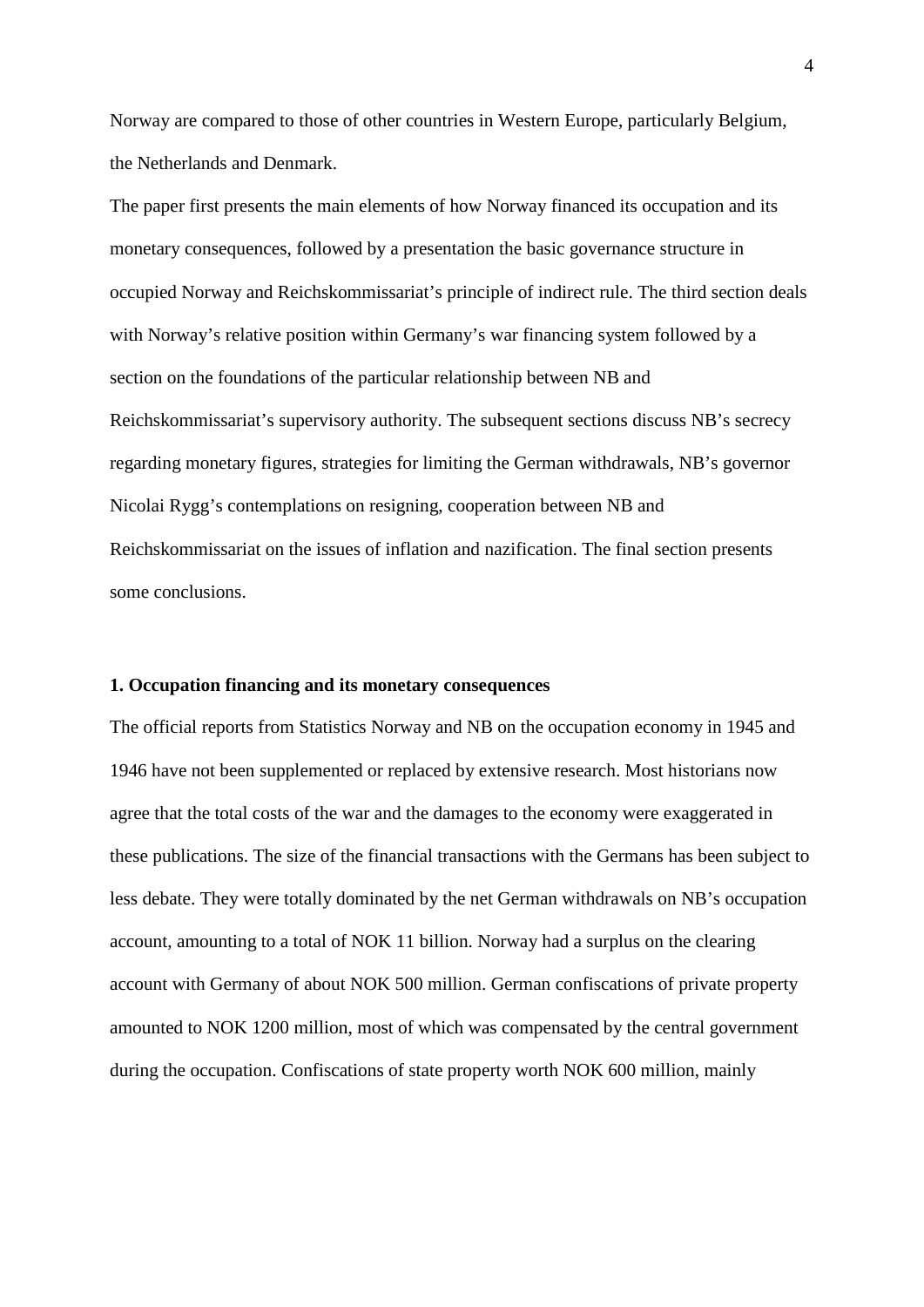Norway are compared to those of other countries in Western Europe, particularly Belgium, the Netherlands and Denmark.

The paper first presents the main elements of how Norway financed its occupation and its monetary consequences, followed by a presentation the basic governance structure in occupied Norway and Reichskommissariat's principle of indirect rule. The third section deals with Norway's relative position within Germany's war financing system followed by a section on the foundations of the particular relationship between NB and Reichskommissariat's supervisory authority. The subsequent sections discuss NB's secrecy regarding monetary figures, strategies for limiting the German withdrawals, NB's governor Nicolai Rygg's contemplations on resigning, cooperation between NB and Reichskommissariat on the issues of inflation and nazification. The final section presents some conclusions.

## 1. Occupation financing and its monetary consequences

The official reports from Statistics Norway and NB on the occupation economy in 1945 and 1946 have not been supplemented or replaced by extensive research. Most historians now agree that the total costs of the war and the damages to the economy were exaggerated in these publications. The size of the financial transactions with the Germans has been subject to less debate. They were totally dominated by the net German withdrawals on NB's occupation account, amounting to a total of NOK 11 billion. Norway had a surplus on the clearing account with Germany of about NOK 500 million. German confiscations of private property amounted to NOK 1200 million, most of which was compensated by the central government during the occupation. Confiscations of state property worth NOK 600 million, mainly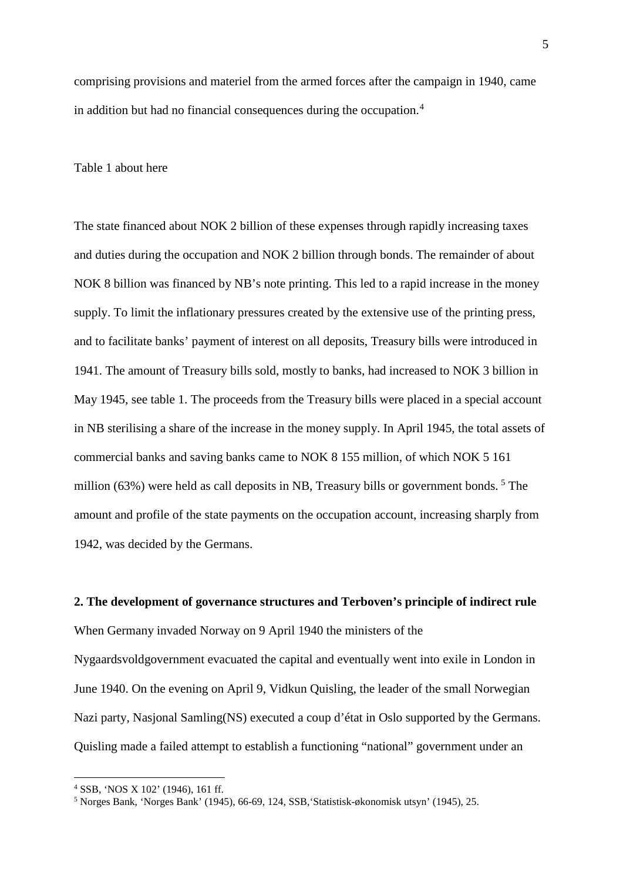comprising provisions and materiel from the armed forces after the campaign in 1940, came in addition but had no financial consequences during the occupation.[4]

Table 1 about here

The state financed about NOK 2 billion of these expenses through rapidly increasing taxes and duties during the occupation and NOK 2 billion through bonds. The remainder of about NOK 8 billion was financed by NB's note printing. This led to a rapid increase in the money supply. To limit the inflationary pressures created by the extensive use of the printing press, and to facilitate banks' payment of interest on all deposits, Treasury bills were introduced in 1941. The amount of Treasury bills sold, mostly to banks, had increased to NOK 3 billion in May 1945, see table 1. The proceeds from the Treasury bills were placed in a special account in NB sterilising a share of the increase in the money supply. In April 1945, the total assets of commercial banks and saving banks came to NOK 8 155 million, of which NOK 5 161 million (63%) were held as call deposits in NB, Treasury bills or government bonds. [5] The amount and profile of the state payments on the occupation account, increasing sharply from 1942, was decided by the Germans.

## 2. The development of governance structures and Terboven's principle of indirect rule

When Germany invaded Norway on 9 April 1940 the ministers of the Nygaardsvoldgovernment evacuated the capital and eventually went into exile in London in June 1940. On the evening on April 9, Vidkun Quisling, the leader of the small Norwegian Nazi party, Nasjonal Samling(NS) executed a coup d'état in Oslo supported by the Germans. Quisling made a failed attempt to establish a functioning "national" government under an

[4] SSB, 'NOS X 102' (1946), 161 ff.

[5] Norges Bank, 'Norges Bank' (1945), 66-69, 124, SSB,'Statistisk-økonomisk utsyn' (1945), 25.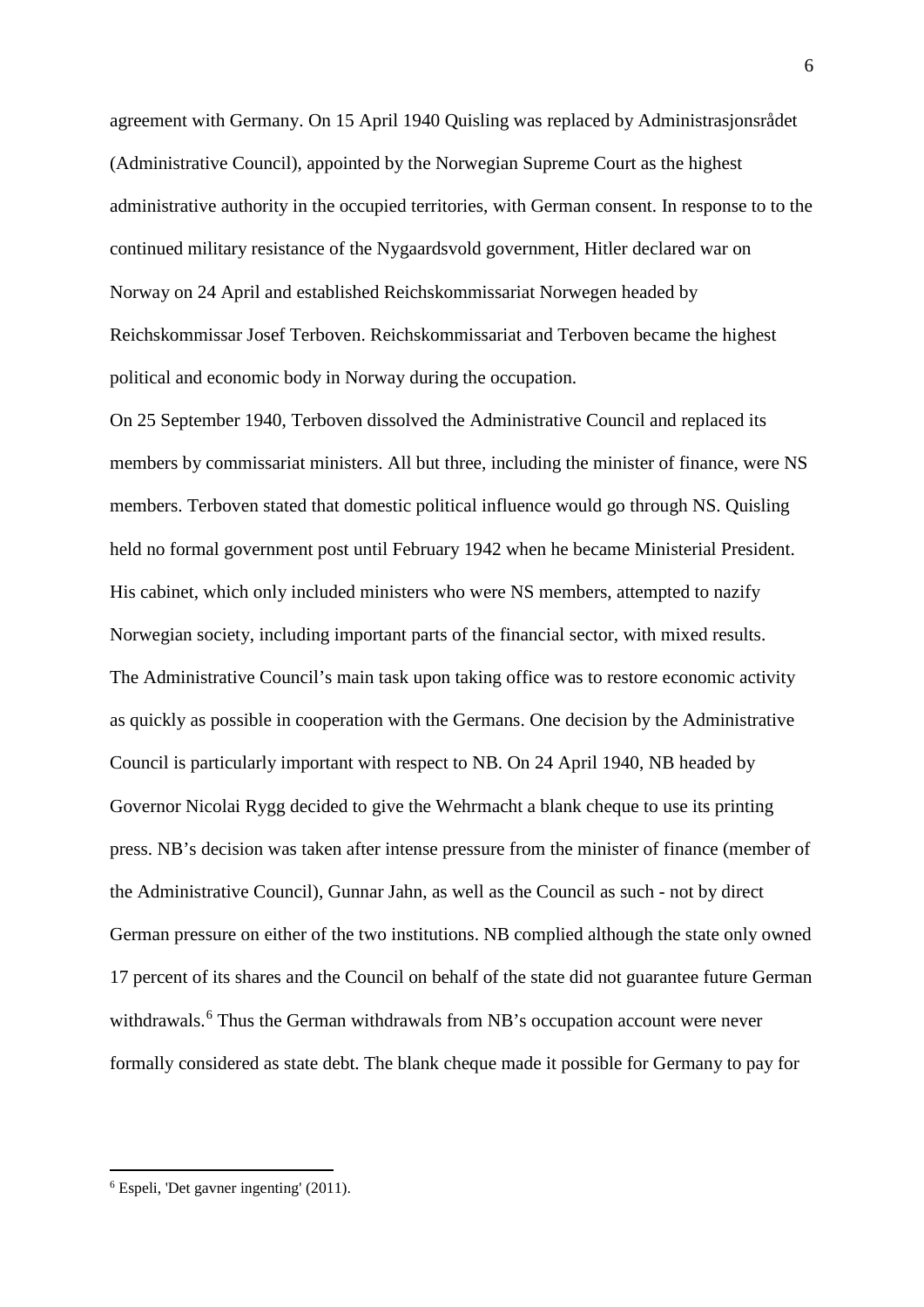agreement with Germany. On 15 April 1940 Quisling was replaced by Administrasjonsrådet (Administrative Council), appointed by the Norwegian Supreme Court as the highest administrative authority in the occupied territories, with German consent. In response to to the continued military resistance of the Nygaardsvold government, Hitler declared war on Norway on 24 April and established Reichskommissariat Norwegen headed by Reichskommissar Josef Terboven. Reichskommissariat and Terboven became the highest political and economic body in Norway during the occupation.

On 25 September 1940, Terboven dissolved the Administrative Council and replaced its members by commissariat ministers. All but three, including the minister of finance, were NS members. Terboven stated that domestic political influence would go through NS. Quisling held no formal government post until February 1942 when he became Ministerial President. His cabinet, which only included ministers who were NS members, attempted to nazify Norwegian society, including important parts of the financial sector, with mixed results.

The Administrative Council's main task upon taking office was to restore economic activity as quickly as possible in cooperation with the Germans. One decision by the Administrative Council is particularly important with respect to NB. On 24 April 1940, NB headed by Governor Nicolai Rygg decided to give the Wehrmacht a blank cheque to use its printing press. NB's decision was taken after intense pressure from the minister of finance (member of the Administrative Council), Gunnar Jahn, as well as the Council as such - not by direct German pressure on either of the two institutions. NB complied although the state only owned 17 percent of its shares and the Council on behalf of the state did not guarantee future German withdrawals.[6] Thus the German withdrawals from NB's occupation account were never formally considered as state debt. The blank cheque made it possible for Germany to pay for

[6] Espeli, 'Det gavner ingenting' (2011).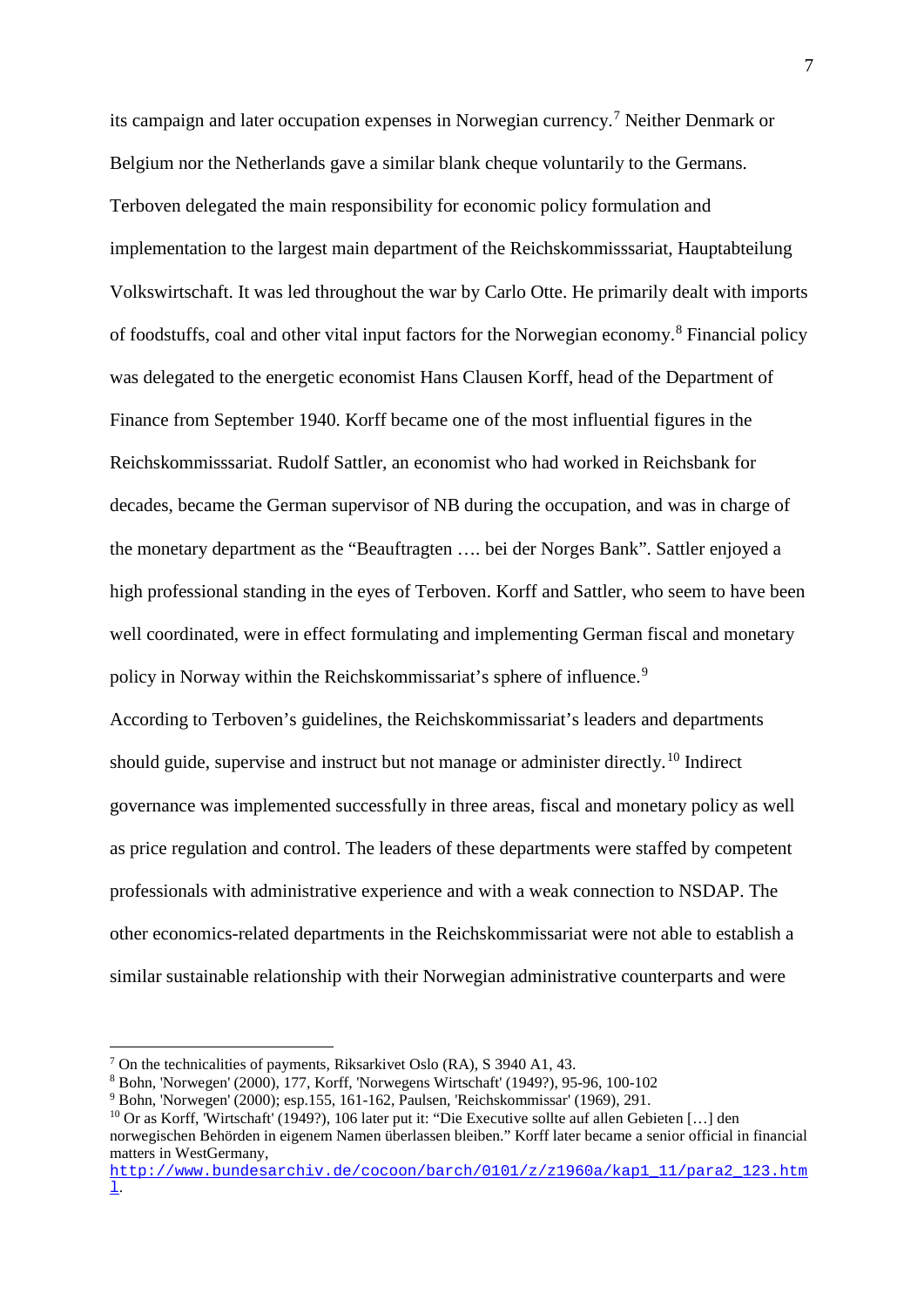its campaign and later occupation expenses in Norwegian currency.[7] Neither Denmark or Belgium nor the Netherlands gave a similar blank cheque voluntarily to the Germans. Terboven delegated the main responsibility for economic policy formulation and implementation to the largest main department of the Reichskommisssariat, Hauptabteilung Volkswirtschaft. It was led throughout the war by Carlo Otte. He primarily dealt with imports of foodstuffs, coal and other vital input factors for the Norwegian economy.[8] Financial policy was delegated to the energetic economist Hans Clausen Korff, head of the Department of Finance from September 1940. Korff became one of the most influential figures in the Reichskommisssariat. Rudolf Sattler, an economist who had worked in Reichsbank for decades, became the German supervisor of NB during the occupation, and was in charge of the monetary department as the "Beauftragten …. bei der Norges Bank". Sattler enjoyed a high professional standing in the eyes of Terboven. Korff and Sattler, who seem to have been well coordinated, were in effect formulating and implementing German fiscal and monetary policy in Norway within the Reichskommissariat's sphere of influence.[9]

According to Terboven's guidelines, the Reichskommissariat's leaders and departments should guide, supervise and instruct but not manage or administer directly.[10] Indirect governance was implemented successfully in three areas, fiscal and monetary policy as well as price regulation and control. The leaders of these departments were staffed by competent professionals with administrative experience and with a weak connection to NSDAP. The other economics-related departments in the Reichskommissariat were not able to establish a similar sustainable relationship with their Norwegian administrative counterparts and were

---

[7] On the technicalities of payments, Riksarkivet Oslo (RA), S 3940 A1, 43.

[8] Bohn, 'Norwegen' (2000), 177, Korff, 'Norwegens Wirtschaft' (1949?), 95-96, 100-102

[9] Bohn, 'Norwegen' (2000); esp.155, 161-162, Paulsen, 'Reichskommissar' (1969), 291.

[10] Or as Korff, 'Wirtschaft' (1949?), 106 later put it: "Die Executive sollte auf allen Gebieten […] den norwegischen Behörden in eigenem Namen überlassen bleiben." Korff later became a senior official in financial matters in WestGermany, http://www.bundesarchiv.de/cocoon/barch/0101/z/z1960a/kap1_11/para2_123.html.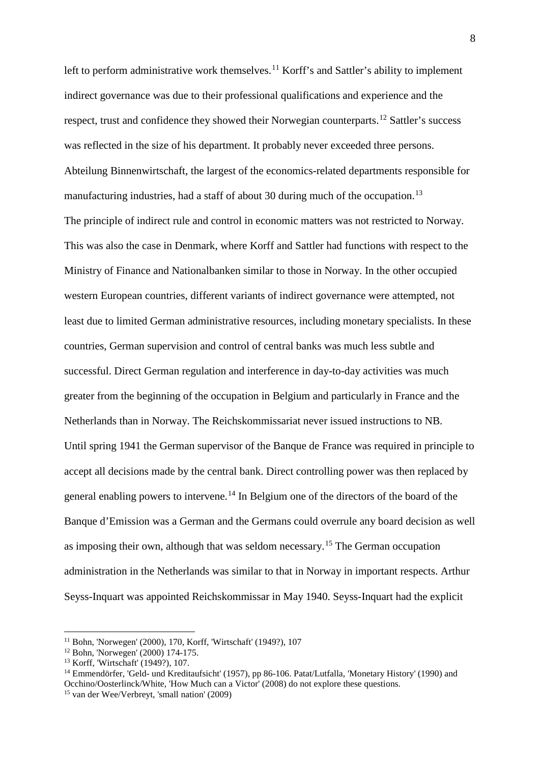left to perform administrative work themselves.[11] Korff's and Sattler's ability to implement indirect governance was due to their professional qualifications and experience and the respect, trust and confidence they showed their Norwegian counterparts.[12] Sattler's success was reflected in the size of his department. It probably never exceeded three persons. Abteilung Binnenwirtschaft, the largest of the economics-related departments responsible for manufacturing industries, had a staff of about 30 during much of the occupation.[13]

The principle of indirect rule and control in economic matters was not restricted to Norway. This was also the case in Denmark, where Korff and Sattler had functions with respect to the Ministry of Finance and Nationalbanken similar to those in Norway. In the other occupied western European countries, different variants of indirect governance were attempted, not least due to limited German administrative resources, including monetary specialists. In these countries, German supervision and control of central banks was much less subtle and successful. Direct German regulation and interference in day-to-day activities was much greater from the beginning of the occupation in Belgium and particularly in France and the Netherlands than in Norway. The Reichskommissariat never issued instructions to NB.

Until spring 1941 the German supervisor of the Banque de France was required in principle to accept all decisions made by the central bank. Direct controlling power was then replaced by general enabling powers to intervene.[14] In Belgium one of the directors of the board of the Banque d'Emission was a German and the Germans could overrule any board decision as well as imposing their own, although that was seldom necessary.[15] The German occupation administration in the Netherlands was similar to that in Norway in important respects. Arthur Seyss-Inquart was appointed Reichskommissar in May 1940. Seyss-Inquart had the explicit

---

[11] Bohn, 'Norwegen' (2000), 170, Korff, 'Wirtschaft' (1949?), 107

[12] Bohn, 'Norwegen' (2000) 174-175.

[13] Korff, 'Wirtschaft' (1949?), 107.

[14] Emmendörfer, 'Geld- und Kreditaufsicht' (1957), pp 86-106. Patat/Lutfalla, 'Monetary History' (1990) and Occhino/Oosterlinck/White, 'How Much can a Victor' (2008) do not explore these questions.

[15] van der Wee/Verbreyt, 'small nation' (2009)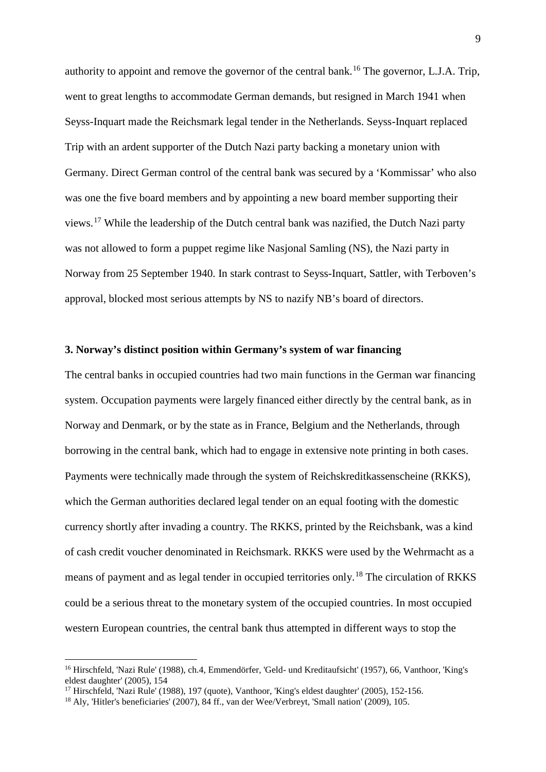authority to appoint and remove the governor of the central bank.[16] The governor, L.J.A. Trip, went to great lengths to accommodate German demands, but resigned in March 1941 when Seyss-Inquart made the Reichsmark legal tender in the Netherlands. Seyss-Inquart replaced Trip with an ardent supporter of the Dutch Nazi party backing a monetary union with Germany. Direct German control of the central bank was secured by a 'Kommissar' who also was one the five board members and by appointing a new board member supporting their views.[17] While the leadership of the Dutch central bank was nazified, the Dutch Nazi party was not allowed to form a puppet regime like Nasjonal Samling (NS), the Nazi party in Norway from 25 September 1940. In stark contrast to Seyss-Inquart, Sattler, with Terboven's approval, blocked most serious attempts by NS to nazify NB's board of directors.

### 3. Norway's distinct position within Germany's system of war financing

The central banks in occupied countries had two main functions in the German war financing system. Occupation payments were largely financed either directly by the central bank, as in Norway and Denmark, or by the state as in France, Belgium and the Netherlands, through borrowing in the central bank, which had to engage in extensive note printing in both cases. Payments were technically made through the system of Reichskreditkassenscheine (RKKS), which the German authorities declared legal tender on an equal footing with the domestic currency shortly after invading a country. The RKKS, printed by the Reichsbank, was a kind of cash credit voucher denominated in Reichsmark. RKKS were used by the Wehrmacht as a means of payment and as legal tender in occupied territories only.[18] The circulation of RKKS could be a serious threat to the monetary system of the occupied countries. In most occupied western European countries, the central bank thus attempted in different ways to stop the

---

[16] Hirschfeld, 'Nazi Rule' (1988), ch.4, Emmendörfer, 'Geld- und Kreditaufsicht' (1957), 66, Vanthoor, 'King's eldest daughter' (2005), 154

[17] Hirschfeld, 'Nazi Rule' (1988), 197 (quote), Vanthoor, 'King's eldest daughter' (2005), 152-156.

[18] Aly, 'Hitler's beneficiaries' (2007), 84 ff., van der Wee/Verbreyt, 'Small nation' (2009), 105.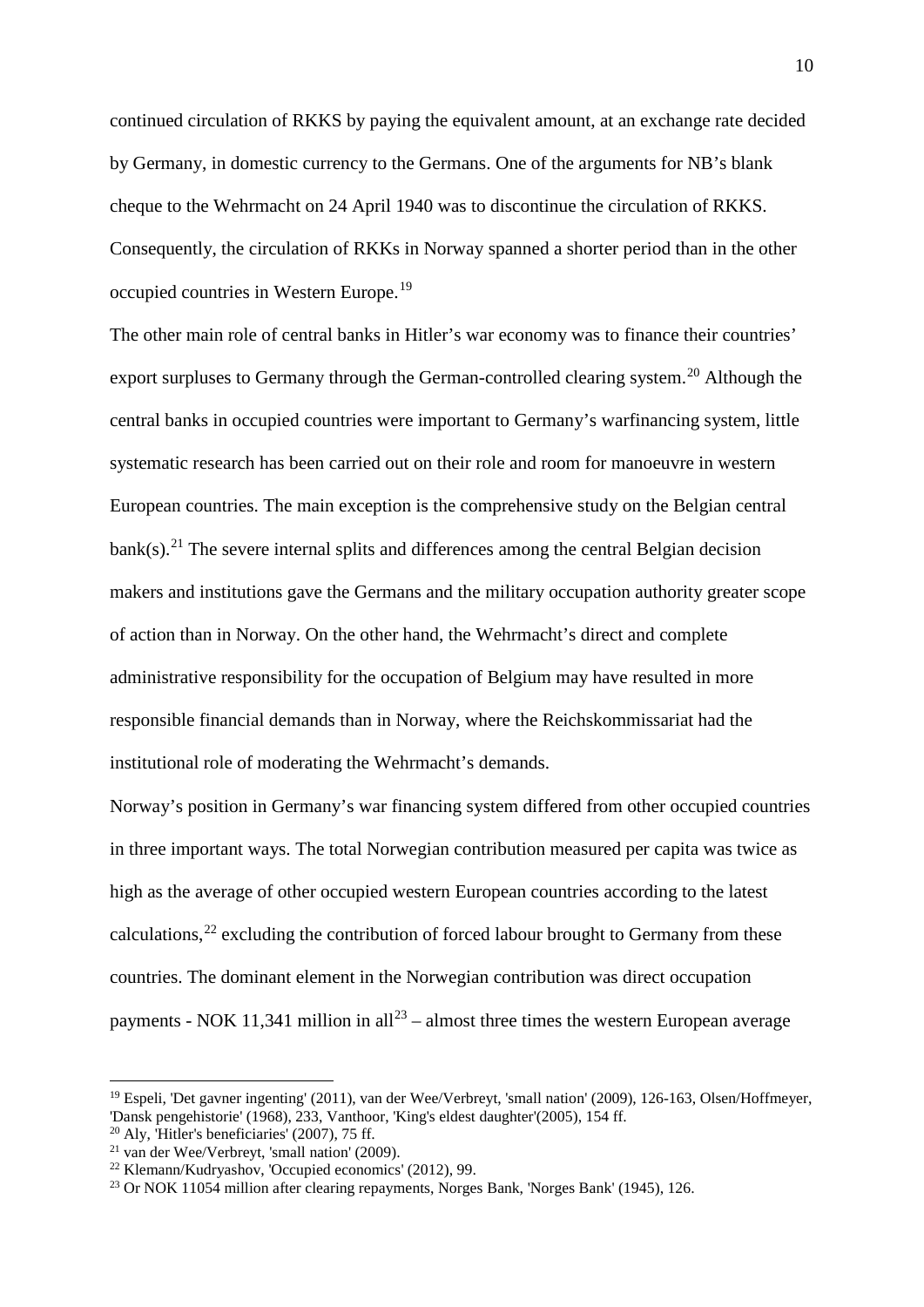continued circulation of RKKS by paying the equivalent amount, at an exchange rate decided by Germany, in domestic currency to the Germans. One of the arguments for NB's blank cheque to the Wehrmacht on 24 April 1940 was to discontinue the circulation of RKKS. Consequently, the circulation of RKKs in Norway spanned a shorter period than in the other occupied countries in Western Europe.[19]

The other main role of central banks in Hitler's war economy was to finance their countries' export surpluses to Germany through the German-controlled clearing system.[20] Although the central banks in occupied countries were important to Germany's warfinancing system, little systematic research has been carried out on their role and room for manoeuvre in western European countries. The main exception is the comprehensive study on the Belgian central bank(s).[21] The severe internal splits and differences among the central Belgian decision makers and institutions gave the Germans and the military occupation authority greater scope of action than in Norway. On the other hand, the Wehrmacht's direct and complete administrative responsibility for the occupation of Belgium may have resulted in more responsible financial demands than in Norway, where the Reichskommissariat had the institutional role of moderating the Wehrmacht's demands.

Norway's position in Germany's war financing system differed from other occupied countries in three important ways. The total Norwegian contribution measured per capita was twice as high as the average of other occupied western European countries according to the latest calculations,[22] excluding the contribution of forced labour brought to Germany from these countries. The dominant element in the Norwegian contribution was direct occupation payments - NOK 11,341 million in all[23] – almost three times the western European average

---

[19] Espeli, 'Det gavner ingenting' (2011), van der Wee/Verbreyt, 'small nation' (2009), 126-163, Olsen/Hoffmeyer, 'Dansk pengehistorie' (1968), 233, Vanthoor, 'King's eldest daughter'(2005), 154 ff.

[20] Aly, 'Hitler's beneficiaries' (2007), 75 ff.

[21] van der Wee/Verbreyt, 'small nation' (2009).

[22] Klemann/Kudryashov, 'Occupied economics' (2012), 99.

[23] Or NOK 11054 million after clearing repayments, Norges Bank, 'Norges Bank' (1945), 126.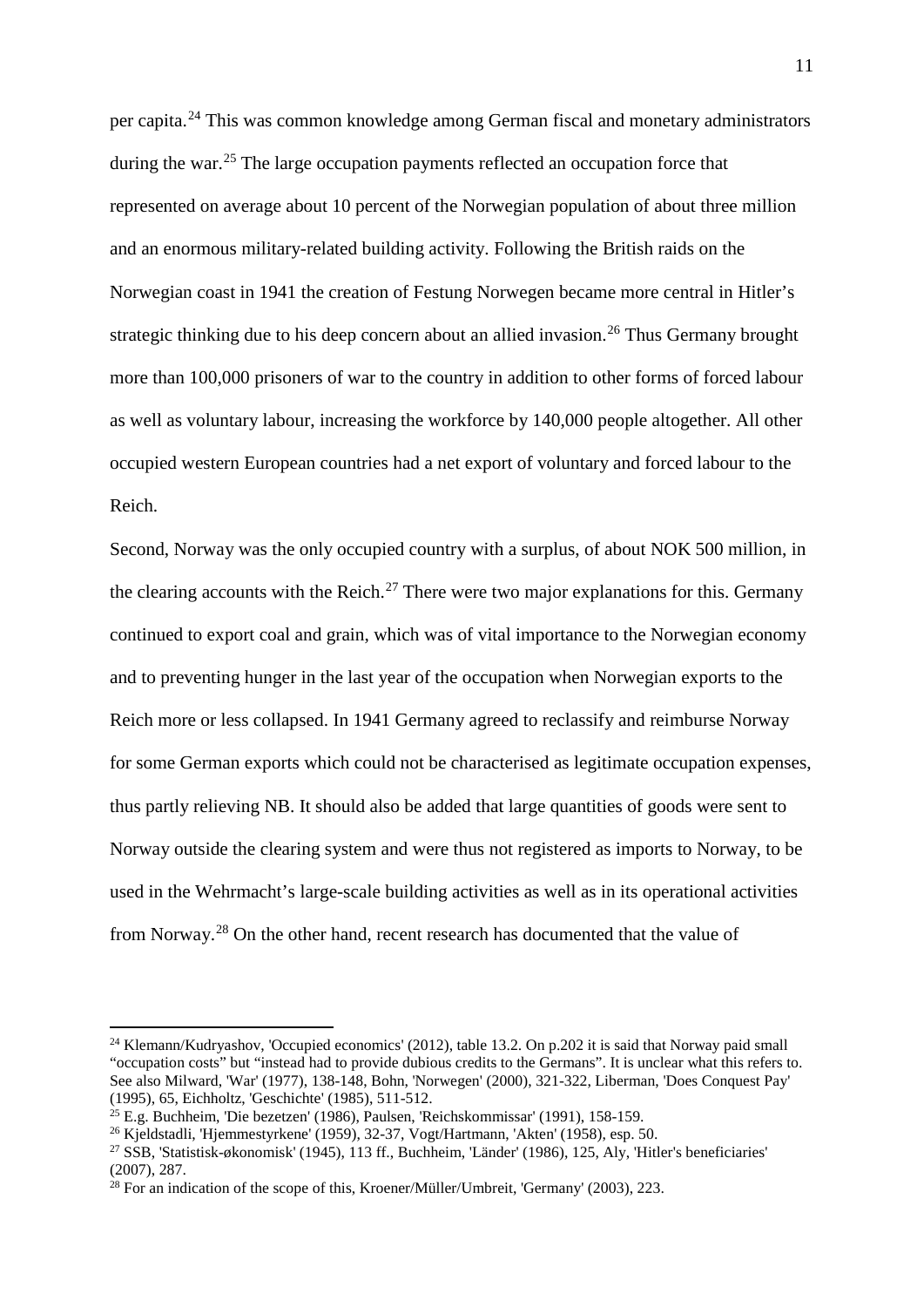per capita.[24] This was common knowledge among German fiscal and monetary administrators during the war.[25] The large occupation payments reflected an occupation force that represented on average about 10 percent of the Norwegian population of about three million and an enormous military-related building activity. Following the British raids on the Norwegian coast in 1941 the creation of Festung Norwegen became more central in Hitler's strategic thinking due to his deep concern about an allied invasion.[26] Thus Germany brought more than 100,000 prisoners of war to the country in addition to other forms of forced labour as well as voluntary labour, increasing the workforce by 140,000 people altogether. All other occupied western European countries had a net export of voluntary and forced labour to the Reich.

Second, Norway was the only occupied country with a surplus, of about NOK 500 million, in the clearing accounts with the Reich.[27] There were two major explanations for this. Germany continued to export coal and grain, which was of vital importance to the Norwegian economy and to preventing hunger in the last year of the occupation when Norwegian exports to the Reich more or less collapsed. In 1941 Germany agreed to reclassify and reimburse Norway for some German exports which could not be characterised as legitimate occupation expenses, thus partly relieving NB. It should also be added that large quantities of goods were sent to Norway outside the clearing system and were thus not registered as imports to Norway, to be used in the Wehrmacht's large-scale building activities as well as in its operational activities from Norway.[28] On the other hand, recent research has documented that the value of

---

[24] Klemann/Kudryashov, 'Occupied economics' (2012), table 13.2. On p.202 it is said that Norway paid small "occupation costs" but "instead had to provide dubious credits to the Germans". It is unclear what this refers to. See also Milward, 'War' (1977), 138-148, Bohn, 'Norwegen' (2000), 321-322, Liberman, 'Does Conquest Pay' (1995), 65, Eichholtz, 'Geschichte' (1985), 511-512.

[25] E.g. Buchheim, 'Die bezetzen' (1986), Paulsen, 'Reichskommissar' (1991), 158-159.

[26] Kjeldstadli, 'Hjemmestyrkene' (1959), 32-37, Vogt/Hartmann, 'Akten' (1958), esp. 50.

[27] SSB, 'Statistisk-økonomisk' (1945), 113 ff., Buchheim, 'Länder' (1986), 125, Aly, 'Hitler's beneficiaries' (2007), 287.

[28] For an indication of the scope of this, Kroener/Müller/Umbreit, 'Germany' (2003), 223.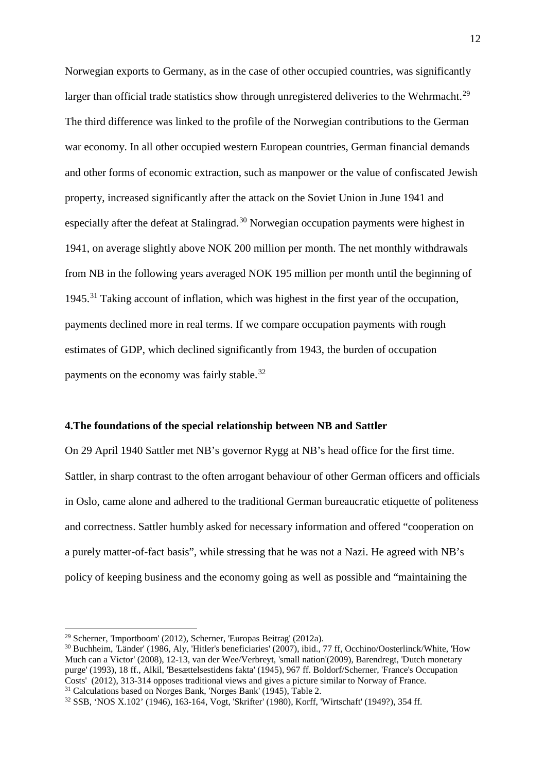Norwegian exports to Germany, as in the case of other occupied countries, was significantly larger than official trade statistics show through unregistered deliveries to the Wehrmacht.[29] The third difference was linked to the profile of the Norwegian contributions to the German war economy. In all other occupied western European countries, German financial demands and other forms of economic extraction, such as manpower or the value of confiscated Jewish property, increased significantly after the attack on the Soviet Union in June 1941 and especially after the defeat at Stalingrad.[30] Norwegian occupation payments were highest in 1941, on average slightly above NOK 200 million per month. The net monthly withdrawals from NB in the following years averaged NOK 195 million per month until the beginning of 1945.[31] Taking account of inflation, which was highest in the first year of the occupation, payments declined more in real terms. If we compare occupation payments with rough estimates of GDP, which declined significantly from 1943, the burden of occupation payments on the economy was fairly stable.[32]

#### 4.The foundations of the special relationship between NB and Sattler

On 29 April 1940 Sattler met NB's governor Rygg at NB's head office for the first time. Sattler, in sharp contrast to the often arrogant behaviour of other German officers and officials in Oslo, came alone and adhered to the traditional German bureaucratic etiquette of politeness and correctness. Sattler humbly asked for necessary information and offered "cooperation on a purely matter-of-fact basis", while stressing that he was not a Nazi. He agreed with NB's policy of keeping business and the economy going as well as possible and "maintaining the

---

[29] Scherner, 'Importboom' (2012), Scherner, 'Europas Beitrag' (2012a).

[30] Buchheim, 'Länder' (1986, Aly, 'Hitler's beneficiaries' (2007), ibid., 77 ff, Occhino/Oosterlinck/White, 'How Much can a Victor' (2008), 12-13, van der Wee/Verbreyt, 'small nation'(2009), Barendregt, 'Dutch monetary purge' (1993), 18 ff., Alkil, 'Besættelsestidens fakta' (1945), 967 ff. Boldorf/Scherner, 'France's Occupation Costs' (2012), 313-314 opposes traditional views and gives a picture similar to Norway of France.

[31] Calculations based on Norges Bank, 'Norges Bank' (1945), Table 2.

[32] SSB, 'NOS X.102' (1946), 163-164, Vogt, 'Skrifter' (1980), Korff, 'Wirtschaft' (1949?), 354 ff.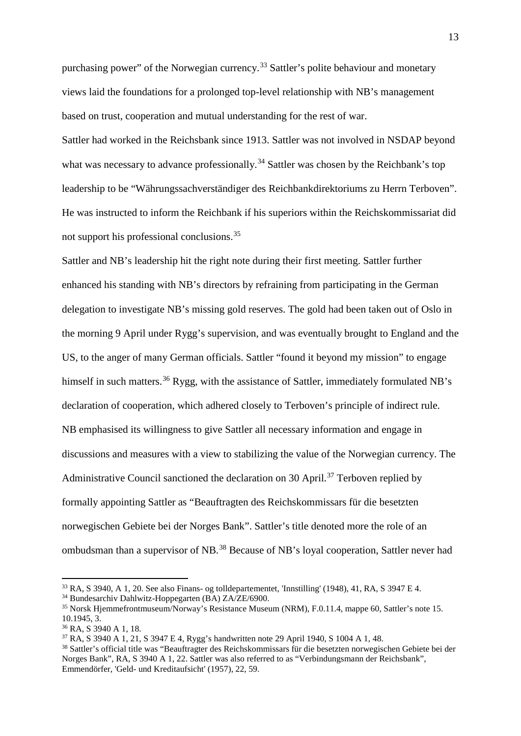purchasing power" of the Norwegian currency.[33] Sattler's polite behaviour and monetary views laid the foundations for a prolonged top-level relationship with NB's management based on trust, cooperation and mutual understanding for the rest of war.

Sattler had worked in the Reichsbank since 1913. Sattler was not involved in NSDAP beyond what was necessary to advance professionally.[34] Sattler was chosen by the Reichbank's top leadership to be "Währungssachverständiger des Reichbankdirektoriums zu Herrn Terboven". He was instructed to inform the Reichbank if his superiors within the Reichskommissariat did not support his professional conclusions.[35]

Sattler and NB's leadership hit the right note during their first meeting. Sattler further enhanced his standing with NB's directors by refraining from participating in the German delegation to investigate NB's missing gold reserves. The gold had been taken out of Oslo in the morning 9 April under Rygg's supervision, and was eventually brought to England and the US, to the anger of many German officials. Sattler "found it beyond my mission" to engage himself in such matters.[36] Rygg, with the assistance of Sattler, immediately formulated NB's declaration of cooperation, which adhered closely to Terboven's principle of indirect rule. NB emphasised its willingness to give Sattler all necessary information and engage in discussions and measures with a view to stabilizing the value of the Norwegian currency. The Administrative Council sanctioned the declaration on 30 April.[37] Terboven replied by formally appointing Sattler as "Beauftragten des Reichskommissars für die besetzten norwegischen Gebiete bei der Norges Bank". Sattler's title denoted more the role of an ombudsman than a supervisor of NB.[38] Because of NB's loyal cooperation, Sattler never had

---

[33] RA, S 3940, A 1, 20. See also Finans- og tolldepartementet, 'Innstilling' (1948), 41, RA, S 3947 E 4.

[34] Bundesarchiv Dahlwitz-Hoppegarten (BA) ZA/ZE/6900.

[35] Norsk Hjemmefrontmuseum/Norway's Resistance Museum (NRM), F.0.11.4, mappe 60, Sattler's note 15. 10.1945, 3.

[36] RA, S 3940 A 1, 18.

[37] RA, S 3940 A 1, 21, S 3947 E 4, Rygg's handwritten note 29 April 1940, S 1004 A 1, 48.

[38] Sattler's official title was "Beauftragter des Reichskommissars für die besetzten norwegischen Gebiete bei der Norges Bank", RA, S 3940 A 1, 22. Sattler was also referred to as "Verbindungsmann der Reichsbank", Emmendörfer, 'Geld- und Kreditaufsicht' (1957), 22, 59.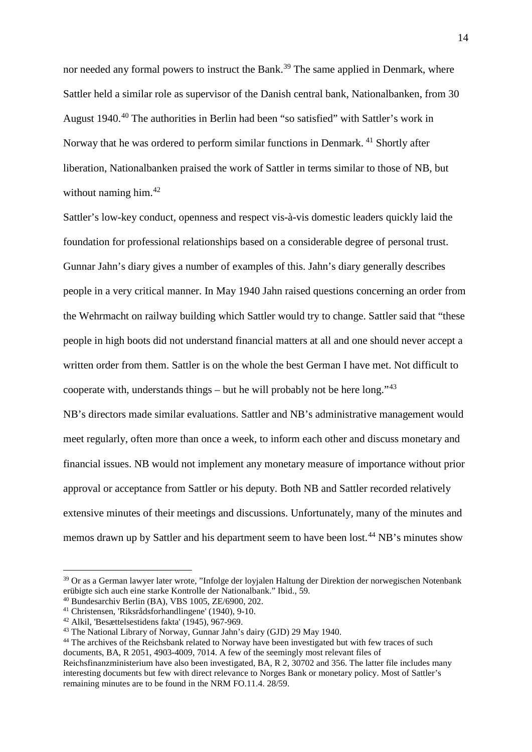nor needed any formal powers to instruct the Bank.[39] The same applied in Denmark, where Sattler held a similar role as supervisor of the Danish central bank, Nationalbanken, from 30 August 1940.[40] The authorities in Berlin had been "so satisfied" with Sattler's work in Norway that he was ordered to perform similar functions in Denmark.[41] Shortly after liberation, Nationalbanken praised the work of Sattler in terms similar to those of NB, but without naming him.[42]

Sattler's low-key conduct, openness and respect vis-à-vis domestic leaders quickly laid the foundation for professional relationships based on a considerable degree of personal trust. Gunnar Jahn's diary gives a number of examples of this. Jahn's diary generally describes people in a very critical manner. In May 1940 Jahn raised questions concerning an order from the Wehrmacht on railway building which Sattler would try to change. Sattler said that "these people in high boots did not understand financial matters at all and one should never accept a written order from them. Sattler is on the whole the best German I have met. Not difficult to cooperate with, understands things – but he will probably not be here long."[43]

NB's directors made similar evaluations. Sattler and NB's administrative management would meet regularly, often more than once a week, to inform each other and discuss monetary and financial issues. NB would not implement any monetary measure of importance without prior approval or acceptance from Sattler or his deputy. Both NB and Sattler recorded relatively extensive minutes of their meetings and discussions. Unfortunately, many of the minutes and memos drawn up by Sattler and his department seem to have been lost.[44] NB's minutes show

---

[39] Or as a German lawyer later wrote, "Infolge der loyjalen Haltung der Direktion der norwegischen Notenbank erübigte sich auch eine starke Kontrolle der Nationalbank." Ibid., 59.

[40] Bundesarchiv Berlin (BA), VBS 1005, ZE/6900, 202.

[41] Christensen, 'Riksrådsforhandlingene' (1940), 9-10.

[42] Alkil, 'Besættelsestidens fakta' (1945), 967-969.

[43] The National Library of Norway, Gunnar Jahn's dairy (GJD) 29 May 1940.

[44] The archives of the Reichsbank related to Norway have been investigated but with few traces of such documents, BA, R 2051, 4903-4009, 7014. A few of the seemingly most relevant files of Reichsfinanzministerium have also been investigated, BA, R 2, 30702 and 356. The latter file includes many interesting documents but few with direct relevance to Norges Bank or monetary policy. Most of Sattler's remaining minutes are to be found in the NRM FO.11.4. 28/59.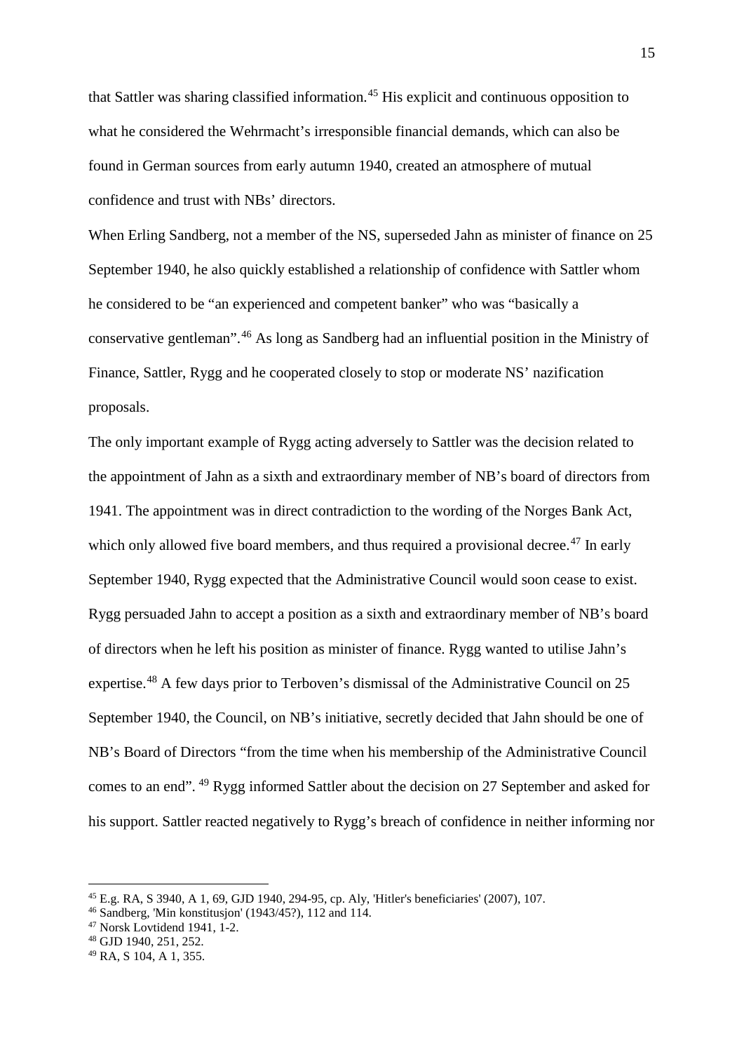that Sattler was sharing classified information.[45] His explicit and continuous opposition to what he considered the Wehrmacht's irresponsible financial demands, which can also be found in German sources from early autumn 1940, created an atmosphere of mutual confidence and trust with NBs' directors.

When Erling Sandberg, not a member of the NS, superseded Jahn as minister of finance on 25 September 1940, he also quickly established a relationship of confidence with Sattler whom he considered to be "an experienced and competent banker" who was "basically a conservative gentleman".[46] As long as Sandberg had an influential position in the Ministry of Finance, Sattler, Rygg and he cooperated closely to stop or moderate NS' nazification proposals.

The only important example of Rygg acting adversely to Sattler was the decision related to the appointment of Jahn as a sixth and extraordinary member of NB's board of directors from 1941. The appointment was in direct contradiction to the wording of the Norges Bank Act, which only allowed five board members, and thus required a provisional decree.[47] In early September 1940, Rygg expected that the Administrative Council would soon cease to exist. Rygg persuaded Jahn to accept a position as a sixth and extraordinary member of NB's board of directors when he left his position as minister of finance. Rygg wanted to utilise Jahn's expertise.[48] A few days prior to Terboven's dismissal of the Administrative Council on 25 September 1940, the Council, on NB's initiative, secretly decided that Jahn should be one of NB's Board of Directors "from the time when his membership of the Administrative Council comes to an end". [49] Rygg informed Sattler about the decision on 27 September and asked for his support. Sattler reacted negatively to Rygg's breach of confidence in neither informing nor

---

[45] E.g. RA, S 3940, A 1, 69, GJD 1940, 294-95, cp. Aly, 'Hitler's beneficiaries' (2007), 107.

[46] Sandberg, 'Min konstitusjon' (1943/45?), 112 and 114.

[47] Norsk Lovtidend 1941, 1-2.

[48] GJD 1940, 251, 252.

[49] RA, S 104, A 1, 355.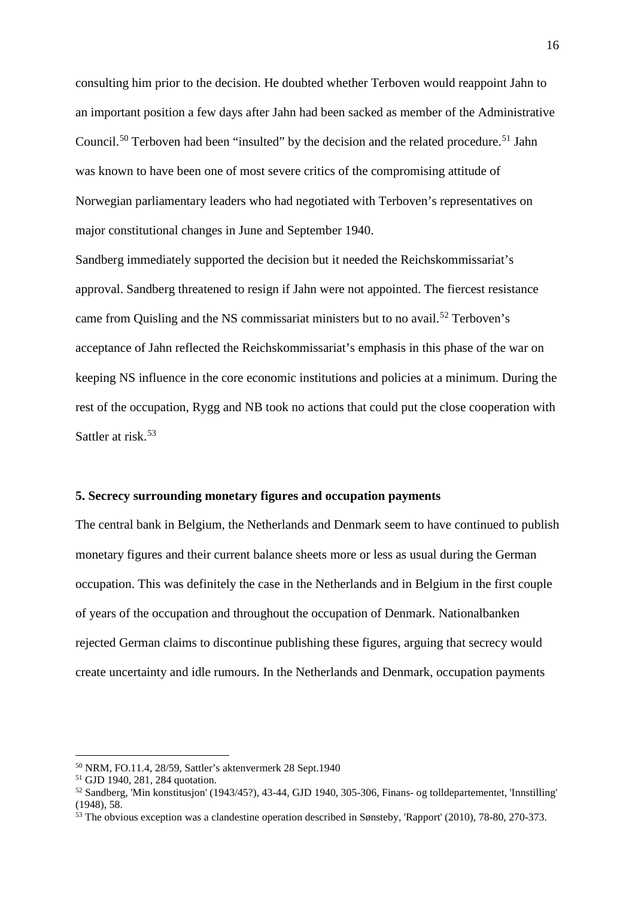consulting him prior to the decision. He doubted whether Terboven would reappoint Jahn to an important position a few days after Jahn had been sacked as member of the Administrative Council.[50] Terboven had been "insulted" by the decision and the related procedure.[51] Jahn was known to have been one of most severe critics of the compromising attitude of Norwegian parliamentary leaders who had negotiated with Terboven's representatives on major constitutional changes in June and September 1940.

Sandberg immediately supported the decision but it needed the Reichskommissariat's approval. Sandberg threatened to resign if Jahn were not appointed. The fiercest resistance came from Quisling and the NS commissariat ministers but to no avail.[52] Terboven's acceptance of Jahn reflected the Reichskommissariat's emphasis in this phase of the war on keeping NS influence in the core economic institutions and policies at a minimum. During the rest of the occupation, Rygg and NB took no actions that could put the close cooperation with Sattler at risk.[53]

### 5. Secrecy surrounding monetary figures and occupation payments

The central bank in Belgium, the Netherlands and Denmark seem to have continued to publish monetary figures and their current balance sheets more or less as usual during the German occupation. This was definitely the case in the Netherlands and in Belgium in the first couple of years of the occupation and throughout the occupation of Denmark. Nationalbanken rejected German claims to discontinue publishing these figures, arguing that secrecy would create uncertainty and idle rumours. In the Netherlands and Denmark, occupation payments

---

[50] NRM, FO.11.4, 28/59, Sattler's aktenvermerk 28 Sept.1940

[51] GJD 1940, 281, 284 quotation.

[52] Sandberg, 'Min konstitusjon' (1943/45?), 43-44, GJD 1940, 305-306, Finans- og tolldepartementet, 'Innstilling' (1948), 58.

[53] The obvious exception was a clandestine operation described in Sønsteby, 'Rapport' (2010), 78-80, 270-373.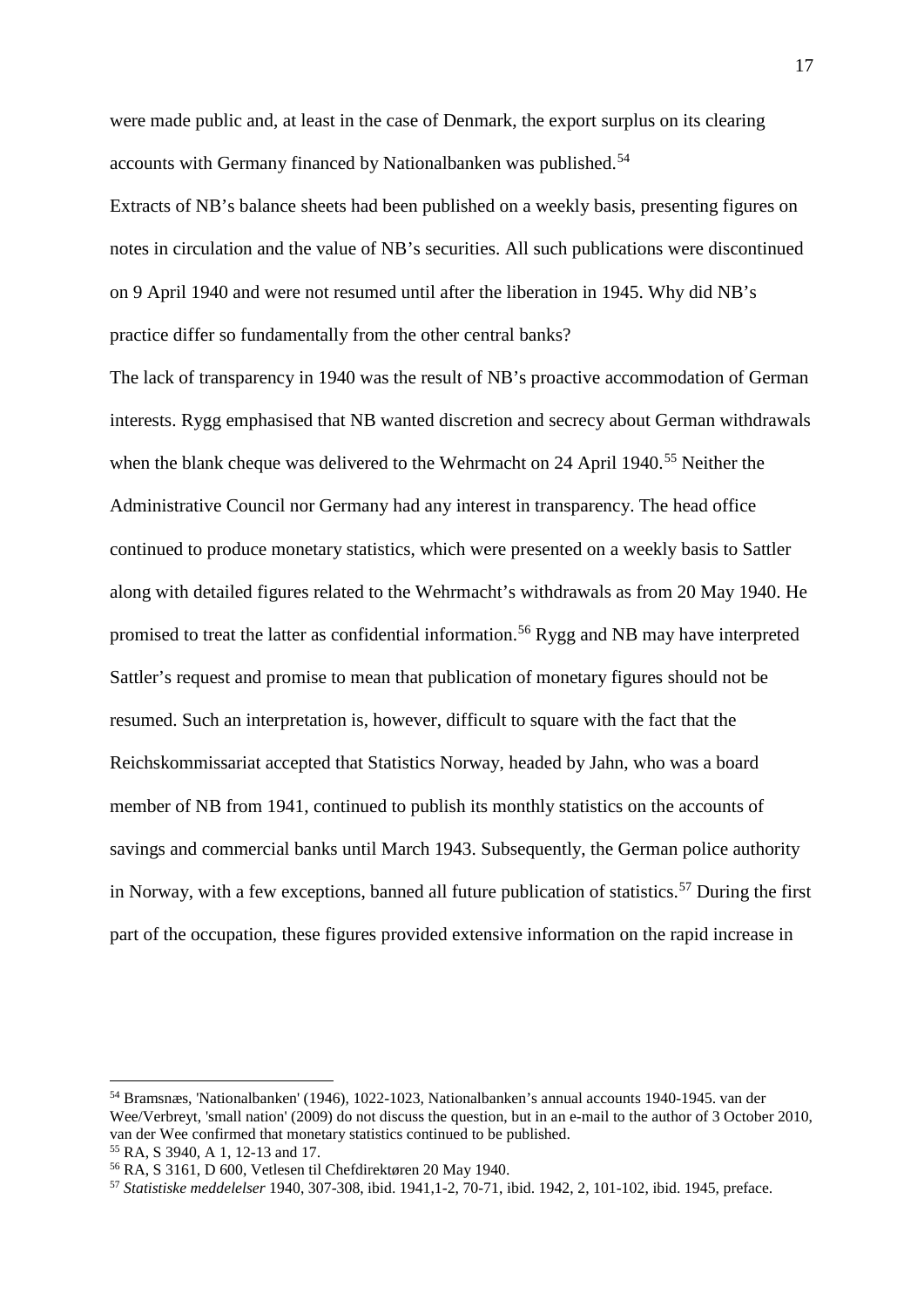were made public and, at least in the case of Denmark, the export surplus on its clearing accounts with Germany financed by Nationalbanken was published.[54]

Extracts of NB's balance sheets had been published on a weekly basis, presenting figures on notes in circulation and the value of NB's securities. All such publications were discontinued on 9 April 1940 and were not resumed until after the liberation in 1945. Why did NB's practice differ so fundamentally from the other central banks?

The lack of transparency in 1940 was the result of NB's proactive accommodation of German interests. Rygg emphasised that NB wanted discretion and secrecy about German withdrawals when the blank cheque was delivered to the Wehrmacht on 24 April 1940.[55] Neither the Administrative Council nor Germany had any interest in transparency. The head office continued to produce monetary statistics, which were presented on a weekly basis to Sattler along with detailed figures related to the Wehrmacht's withdrawals as from 20 May 1940. He promised to treat the latter as confidential information.[56] Rygg and NB may have interpreted Sattler's request and promise to mean that publication of monetary figures should not be resumed. Such an interpretation is, however, difficult to square with the fact that the Reichskommissariat accepted that Statistics Norway, headed by Jahn, who was a board member of NB from 1941, continued to publish its monthly statistics on the accounts of savings and commercial banks until March 1943. Subsequently, the German police authority in Norway, with a few exceptions, banned all future publication of statistics.[57] During the first part of the occupation, these figures provided extensive information on the rapid increase in

---

[54] Bramsnæs, 'Nationalbanken' (1946), 1022-1023, Nationalbanken's annual accounts 1940-1945. van der Wee/Verbreyt, 'small nation' (2009) do not discuss the question, but in an e-mail to the author of 3 October 2010, van der Wee confirmed that monetary statistics continued to be published.

[55] RA, S 3940, A 1, 12-13 and 17.

[56] RA, S 3161, D 600, Vetlesen til Chefdirektøren 20 May 1940.

[57] *Statistiske meddelelser* 1940, 307-308, ibid. 1941,1-2, 70-71, ibid. 1942, 2, 101-102, ibid. 1945, preface.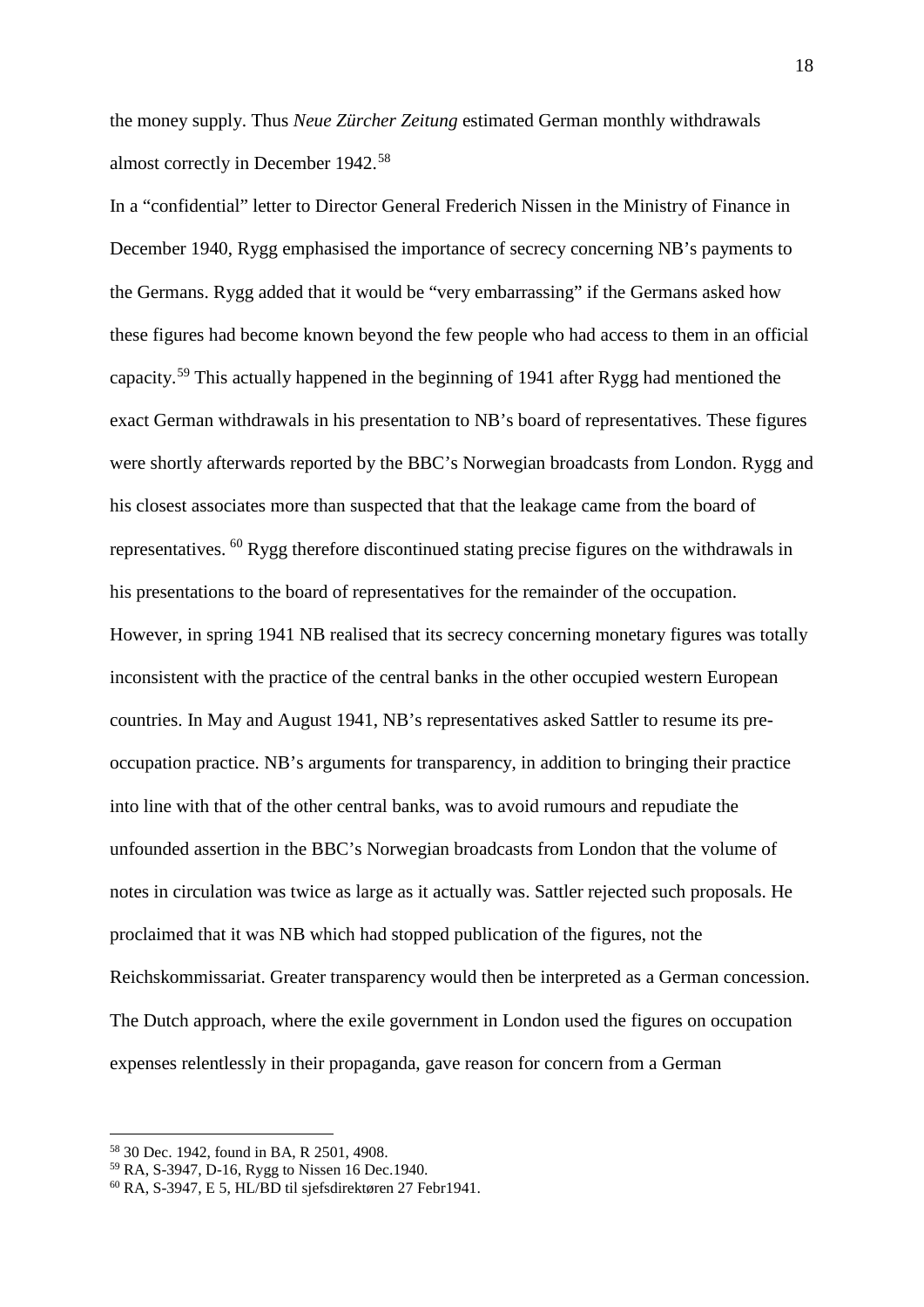the money supply. Thus *Neue Zürcher Zeitung* estimated German monthly withdrawals almost correctly in December 1942.[58]

In a "confidential" letter to Director General Frederich Nissen in the Ministry of Finance in December 1940, Rygg emphasised the importance of secrecy concerning NB's payments to the Germans. Rygg added that it would be "very embarrassing" if the Germans asked how these figures had become known beyond the few people who had access to them in an official capacity.[59] This actually happened in the beginning of 1941 after Rygg had mentioned the exact German withdrawals in his presentation to NB's board of representatives. These figures were shortly afterwards reported by the BBC's Norwegian broadcasts from London. Rygg and his closest associates more than suspected that that the leakage came from the board of representatives. [60] Rygg therefore discontinued stating precise figures on the withdrawals in his presentations to the board of representatives for the remainder of the occupation.

However, in spring 1941 NB realised that its secrecy concerning monetary figures was totally inconsistent with the practice of the central banks in the other occupied western European countries. In May and August 1941, NB's representatives asked Sattler to resume its pre-occupation practice. NB's arguments for transparency, in addition to bringing their practice into line with that of the other central banks, was to avoid rumours and repudiate the unfounded assertion in the BBC's Norwegian broadcasts from London that the volume of notes in circulation was twice as large as it actually was. Sattler rejected such proposals. He proclaimed that it was NB which had stopped publication of the figures, not the Reichskommissariat. Greater transparency would then be interpreted as a German concession. The Dutch approach, where the exile government in London used the figures on occupation expenses relentlessly in their propaganda, gave reason for concern from a German

---

[58] 30 Dec. 1942, found in BA, R 2501, 4908.

[59] RA, S-3947, D-16, Rygg to Nissen 16 Dec.1940.

[60] RA, S-3947, E 5, HL/BD til sjefsdirektøren 27 Febr1941.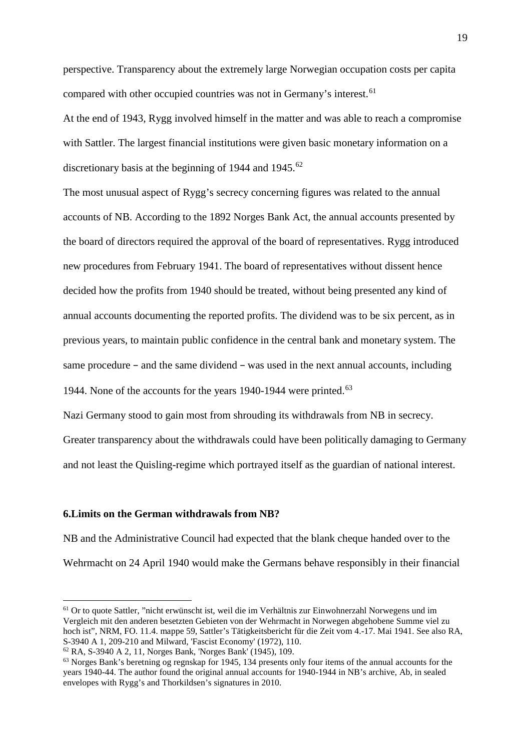perspective. Transparency about the extremely large Norwegian occupation costs per capita compared with other occupied countries was not in Germany's interest.[61]

At the end of 1943, Rygg involved himself in the matter and was able to reach a compromise with Sattler. The largest financial institutions were given basic monetary information on a discretionary basis at the beginning of 1944 and 1945.[62]

The most unusual aspect of Rygg's secrecy concerning figures was related to the annual accounts of NB. According to the 1892 Norges Bank Act, the annual accounts presented by the board of directors required the approval of the board of representatives. Rygg introduced new procedures from February 1941. The board of representatives without dissent hence decided how the profits from 1940 should be treated, without being presented any kind of annual accounts documenting the reported profits. The dividend was to be six percent, as in previous years, to maintain public confidence in the central bank and monetary system. The same procedure – and the same dividend – was used in the next annual accounts, including 1944. None of the accounts for the years 1940-1944 were printed.[63]

Nazi Germany stood to gain most from shrouding its withdrawals from NB in secrecy. Greater transparency about the withdrawals could have been politically damaging to Germany and not least the Quisling-regime which portrayed itself as the guardian of national interest.

### 6.Limits on the German withdrawals from NB?

NB and the Administrative Council had expected that the blank cheque handed over to the Wehrmacht on 24 April 1940 would make the Germans behave responsibly in their financial

---

[61] Or to quote Sattler, "nicht erwünscht ist, weil die im Verhältnis zur Einwohnerzahl Norwegens und im Vergleich mit den anderen besetzten Gebieten von der Wehrmacht in Norwegen abgehobene Summe viel zu hoch ist", NRM, FO. 11.4. mappe 59, Sattler's Tätigkeitsbericht für die Zeit vom 4.-17. Mai 1941. See also RA, S-3940 A 1, 209-210 and Milward, 'Fascist Economy' (1972), 110.

[62] RA, S-3940 A 2, 11, Norges Bank, 'Norges Bank' (1945), 109.

[63] Norges Bank's beretning og regnskap for 1945, 134 presents only four items of the annual accounts for the years 1940-44. The author found the original annual accounts for 1940-1944 in NB's archive, Ab, in sealed envelopes with Rygg's and Thorkildsen's signatures in 2010.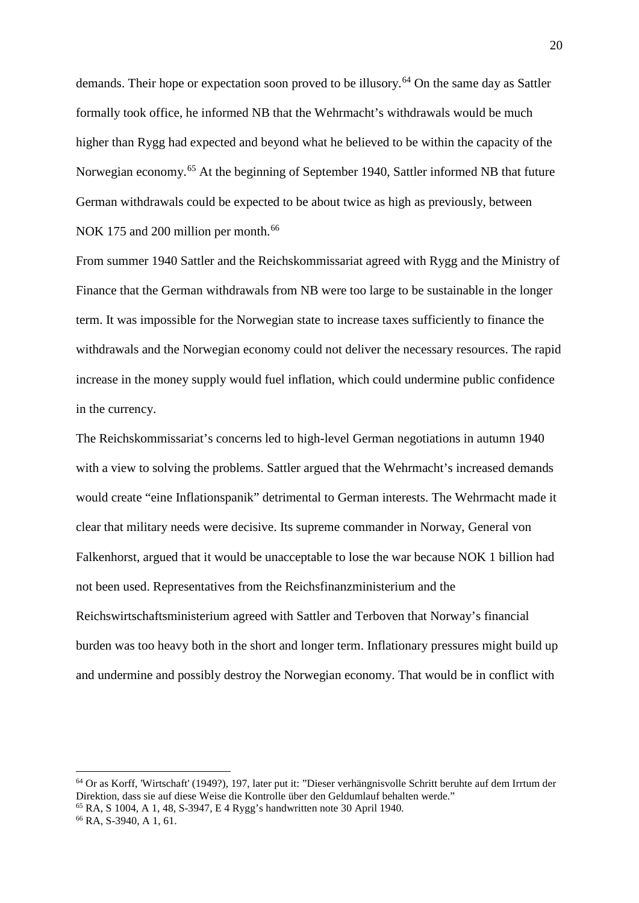demands. Their hope or expectation soon proved to be illusory.[64] On the same day as Sattler formally took office, he informed NB that the Wehrmacht's withdrawals would be much higher than Rygg had expected and beyond what he believed to be within the capacity of the Norwegian economy.[65] At the beginning of September 1940, Sattler informed NB that future German withdrawals could be expected to be about twice as high as previously, between NOK 175 and 200 million per month.[66]

From summer 1940 Sattler and the Reichskommissariat agreed with Rygg and the Ministry of Finance that the German withdrawals from NB were too large to be sustainable in the longer term. It was impossible for the Norwegian state to increase taxes sufficiently to finance the withdrawals and the Norwegian economy could not deliver the necessary resources. The rapid increase in the money supply would fuel inflation, which could undermine public confidence in the currency.

The Reichskommissariat's concerns led to high-level German negotiations in autumn 1940 with a view to solving the problems. Sattler argued that the Wehrmacht's increased demands would create "eine Inflationspanik" detrimental to German interests. The Wehrmacht made it clear that military needs were decisive. Its supreme commander in Norway, General von Falkenhorst, argued that it would be unacceptable to lose the war because NOK 1 billion had not been used. Representatives from the Reichsfinanzministerium and the Reichswirtschaftsministerium agreed with Sattler and Terboven that Norway's financial burden was too heavy both in the short and longer term. Inflationary pressures might build up and undermine and possibly destroy the Norwegian economy. That would be in conflict with

---

[64] Or as Korff, 'Wirtschaft' (1949?), 197, later put it: "Dieser verhängnisvolle Schritt beruhte auf dem Irrtum der Direktion, dass sie auf diese Weise die Kontrolle über den Geldumlauf behalten werde."

[65] RA, S 1004, A 1, 48, S-3947, E 4 Rygg's handwritten note 30 April 1940.

[66] RA, S-3940, A 1, 61.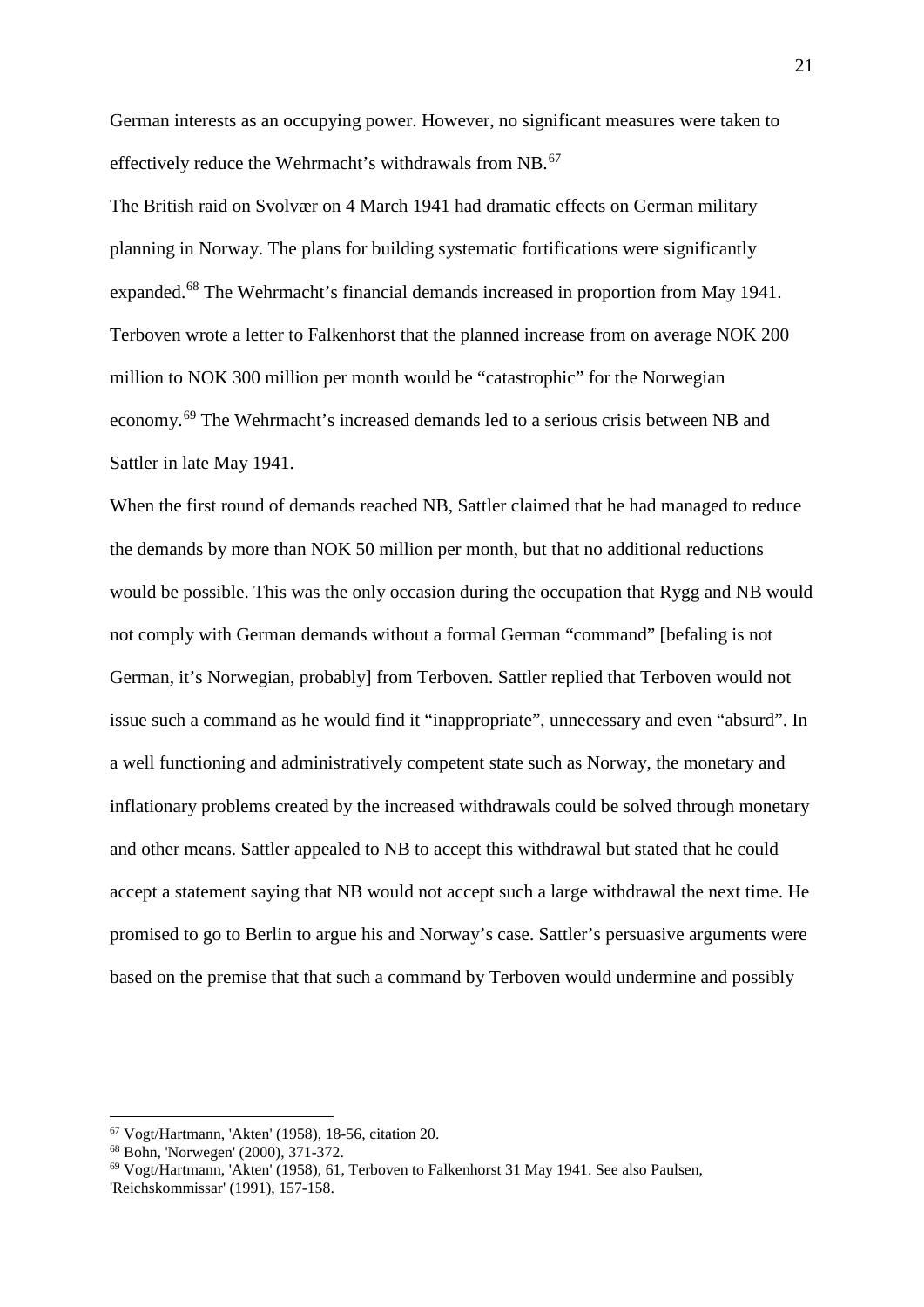German interests as an occupying power. However, no significant measures were taken to effectively reduce the Wehrmacht's withdrawals from NB.[67]

The British raid on Svolvær on 4 March 1941 had dramatic effects on German military planning in Norway. The plans for building systematic fortifications were significantly expanded.[68] The Wehrmacht's financial demands increased in proportion from May 1941. Terboven wrote a letter to Falkenhorst that the planned increase from on average NOK 200 million to NOK 300 million per month would be "catastrophic" for the Norwegian economy.[69] The Wehrmacht's increased demands led to a serious crisis between NB and Sattler in late May 1941.

When the first round of demands reached NB, Sattler claimed that he had managed to reduce the demands by more than NOK 50 million per month, but that no additional reductions would be possible. This was the only occasion during the occupation that Rygg and NB would not comply with German demands without a formal German "command" [befaling is not German, it's Norwegian, probably] from Terboven. Sattler replied that Terboven would not issue such a command as he would find it "inappropriate", unnecessary and even "absurd". In a well functioning and administratively competent state such as Norway, the monetary and inflationary problems created by the increased withdrawals could be solved through monetary and other means. Sattler appealed to NB to accept this withdrawal but stated that he could accept a statement saying that NB would not accept such a large withdrawal the next time. He promised to go to Berlin to argue his and Norway's case. Sattler's persuasive arguments were based on the premise that that such a command by Terboven would undermine and possibly

---

[67] Vogt/Hartmann, 'Akten' (1958), 18-56, citation 20.

[68] Bohn, 'Norwegen' (2000), 371-372.

[69] Vogt/Hartmann, 'Akten' (1958), 61, Terboven to Falkenhorst 31 May 1941. See also Paulsen, 'Reichskommissar' (1991), 157-158.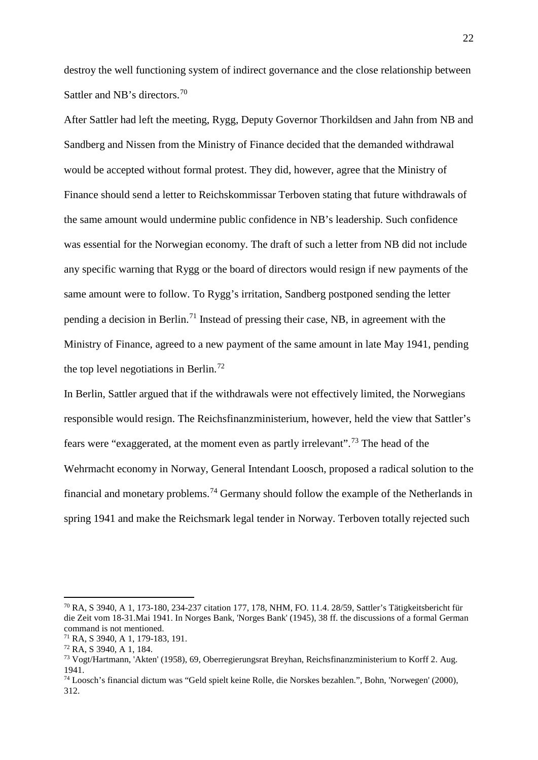destroy the well functioning system of indirect governance and the close relationship between Sattler and NB's directors.[70]

After Sattler had left the meeting, Rygg, Deputy Governor Thorkildsen and Jahn from NB and Sandberg and Nissen from the Ministry of Finance decided that the demanded withdrawal would be accepted without formal protest. They did, however, agree that the Ministry of Finance should send a letter to Reichskommissar Terboven stating that future withdrawals of the same amount would undermine public confidence in NB's leadership. Such confidence was essential for the Norwegian economy. The draft of such a letter from NB did not include any specific warning that Rygg or the board of directors would resign if new payments of the same amount were to follow. To Rygg's irritation, Sandberg postponed sending the letter pending a decision in Berlin.[71] Instead of pressing their case, NB, in agreement with the Ministry of Finance, agreed to a new payment of the same amount in late May 1941, pending the top level negotiations in Berlin.[72]

In Berlin, Sattler argued that if the withdrawals were not effectively limited, the Norwegians responsible would resign. The Reichsfinanzministerium, however, held the view that Sattler's fears were "exaggerated, at the moment even as partly irrelevant".[73] The head of the Wehrmacht economy in Norway, General Intendant Loosch, proposed a radical solution to the financial and monetary problems.[74] Germany should follow the example of the Netherlands in spring 1941 and make the Reichsmark legal tender in Norway. Terboven totally rejected such

---

[70] RA, S 3940, A 1, 173-180, 234-237 citation 177, 178, NHM, FO. 11.4. 28/59, Sattler's Tätigkeitsbericht für die Zeit vom 18-31.Mai 1941. In Norges Bank, 'Norges Bank' (1945), 38 ff. the discussions of a formal German command is not mentioned.

[71] RA, S 3940, A 1, 179-183, 191.

[72] RA, S 3940, A 1, 184.

[73] Vogt/Hartmann, 'Akten' (1958), 69, Oberregierungsrat Breyhan, Reichsfinanzministerium to Korff 2. Aug. 1941.

[74] Loosch's financial dictum was "Geld spielt keine Rolle, die Norskes bezahlen.", Bohn, 'Norwegen' (2000), 312.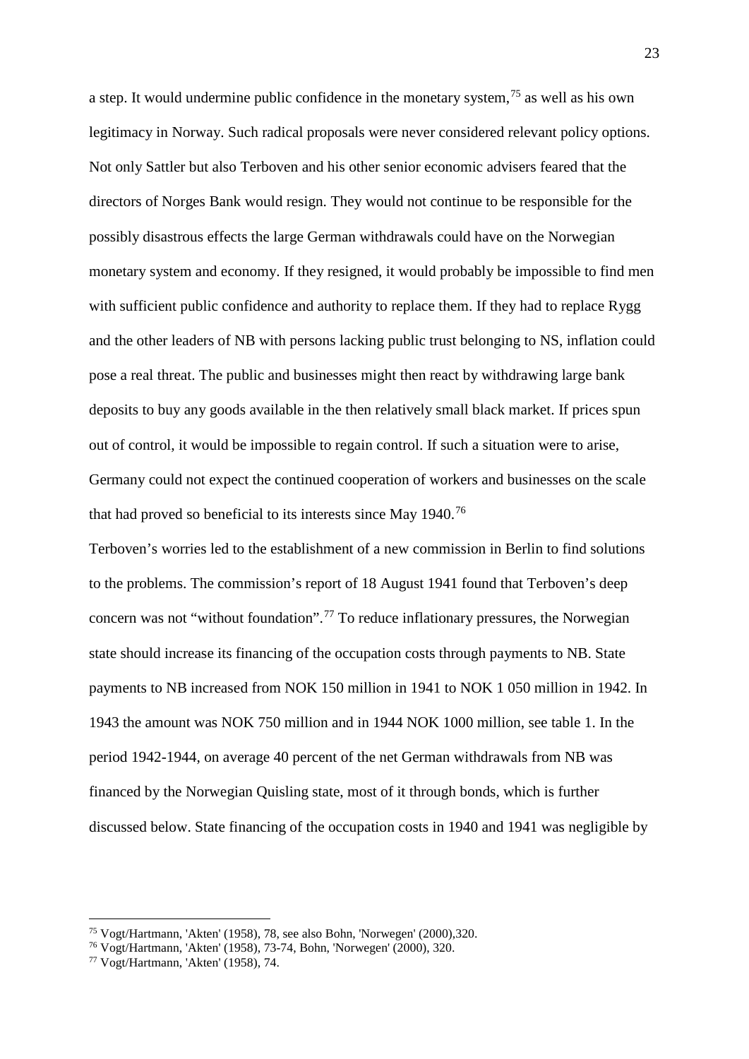a step. It would undermine public confidence in the monetary system,[75] as well as his own legitimacy in Norway. Such radical proposals were never considered relevant policy options. Not only Sattler but also Terboven and his other senior economic advisers feared that the directors of Norges Bank would resign. They would not continue to be responsible for the possibly disastrous effects the large German withdrawals could have on the Norwegian monetary system and economy. If they resigned, it would probably be impossible to find men with sufficient public confidence and authority to replace them. If they had to replace Rygg and the other leaders of NB with persons lacking public trust belonging to NS, inflation could pose a real threat. The public and businesses might then react by withdrawing large bank deposits to buy any goods available in the then relatively small black market. If prices spun out of control, it would be impossible to regain control. If such a situation were to arise, Germany could not expect the continued cooperation of workers and businesses on the scale that had proved so beneficial to its interests since May 1940.[76]

Terboven's worries led to the establishment of a new commission in Berlin to find solutions to the problems. The commission's report of 18 August 1941 found that Terboven's deep concern was not "without foundation".[77] To reduce inflationary pressures, the Norwegian state should increase its financing of the occupation costs through payments to NB. State payments to NB increased from NOK 150 million in 1941 to NOK 1 050 million in 1942. In 1943 the amount was NOK 750 million and in 1944 NOK 1000 million, see table 1. In the period 1942-1944, on average 40 percent of the net German withdrawals from NB was financed by the Norwegian Quisling state, most of it through bonds, which is further discussed below. State financing of the occupation costs in 1940 and 1941 was negligible by

[75] Vogt/Hartmann, 'Akten' (1958), 78, see also Bohn, 'Norwegen' (2000),320.

[76] Vogt/Hartmann, 'Akten' (1958), 73-74, Bohn, 'Norwegen' (2000), 320.

[77] Vogt/Hartmann, 'Akten' (1958), 74.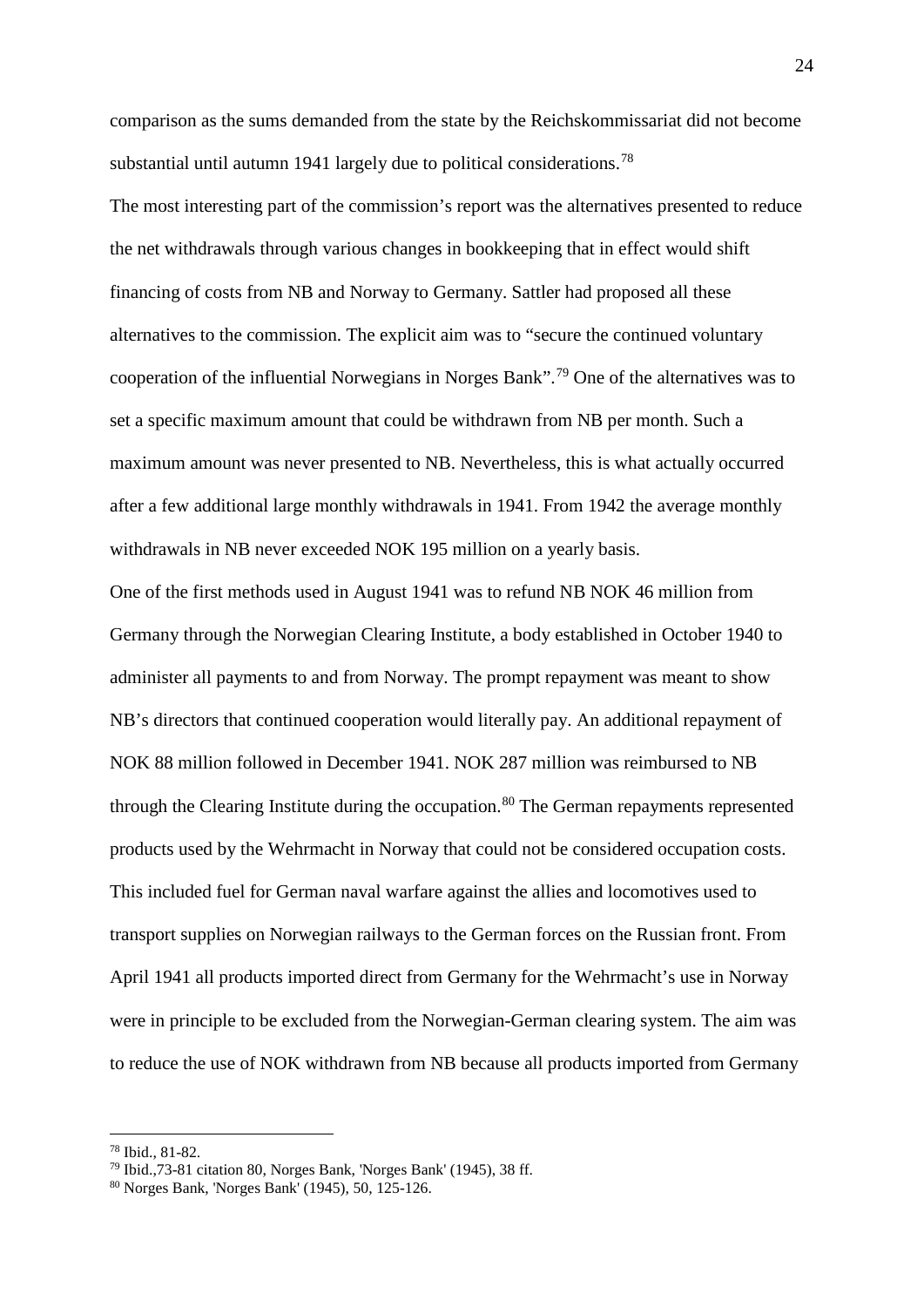comparison as the sums demanded from the state by the Reichskommissariat did not become substantial until autumn 1941 largely due to political considerations.[78]

The most interesting part of the commission's report was the alternatives presented to reduce the net withdrawals through various changes in bookkeeping that in effect would shift financing of costs from NB and Norway to Germany. Sattler had proposed all these alternatives to the commission. The explicit aim was to "secure the continued voluntary cooperation of the influential Norwegians in Norges Bank".[79] One of the alternatives was to set a specific maximum amount that could be withdrawn from NB per month. Such a maximum amount was never presented to NB. Nevertheless, this is what actually occurred after a few additional large monthly withdrawals in 1941. From 1942 the average monthly withdrawals in NB never exceeded NOK 195 million on a yearly basis.

One of the first methods used in August 1941 was to refund NB NOK 46 million from Germany through the Norwegian Clearing Institute, a body established in October 1940 to administer all payments to and from Norway. The prompt repayment was meant to show NB's directors that continued cooperation would literally pay. An additional repayment of NOK 88 million followed in December 1941. NOK 287 million was reimbursed to NB through the Clearing Institute during the occupation.[80] The German repayments represented products used by the Wehrmacht in Norway that could not be considered occupation costs. This included fuel for German naval warfare against the allies and locomotives used to transport supplies on Norwegian railways to the German forces on the Russian front. From April 1941 all products imported direct from Germany for the Wehrmacht's use in Norway were in principle to be excluded from the Norwegian-German clearing system. The aim was to reduce the use of NOK withdrawn from NB because all products imported from Germany

---

[78] Ibid., 81-82.

[79] Ibid.,73-81 citation 80, Norges Bank, 'Norges Bank' (1945), 38 ff.

[80] Norges Bank, 'Norges Bank' (1945), 50, 125-126.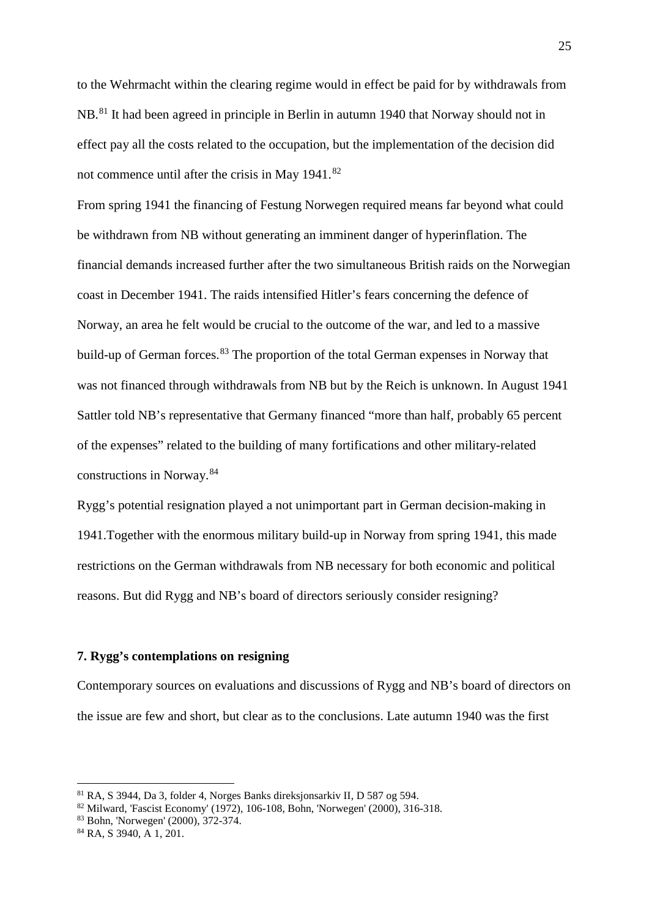to the Wehrmacht within the clearing regime would in effect be paid for by withdrawals from NB.[81] It had been agreed in principle in Berlin in autumn 1940 that Norway should not in effect pay all the costs related to the occupation, but the implementation of the decision did not commence until after the crisis in May 1941.[82]

From spring 1941 the financing of Festung Norwegen required means far beyond what could be withdrawn from NB without generating an imminent danger of hyperinflation. The financial demands increased further after the two simultaneous British raids on the Norwegian coast in December 1941. The raids intensified Hitler's fears concerning the defence of Norway, an area he felt would be crucial to the outcome of the war, and led to a massive build-up of German forces.[83] The proportion of the total German expenses in Norway that was not financed through withdrawals from NB but by the Reich is unknown. In August 1941 Sattler told NB's representative that Germany financed "more than half, probably 65 percent of the expenses" related to the building of many fortifications and other military-related constructions in Norway.[84]

Rygg's potential resignation played a not unimportant part in German decision-making in 1941.Together with the enormous military build-up in Norway from spring 1941, this made restrictions on the German withdrawals from NB necessary for both economic and political reasons. But did Rygg and NB's board of directors seriously consider resigning?

## 7. Rygg's contemplations on resigning

Contemporary sources on evaluations and discussions of Rygg and NB's board of directors on the issue are few and short, but clear as to the conclusions. Late autumn 1940 was the first

---

[81] RA, S 3944, Da 3, folder 4, Norges Banks direksjonsarkiv II, D 587 og 594.

[82] Milward, 'Fascist Economy' (1972), 106-108, Bohn, 'Norwegen' (2000), 316-318.

[83] Bohn, 'Norwegen' (2000), 372-374.

[84] RA, S 3940, A 1, 201.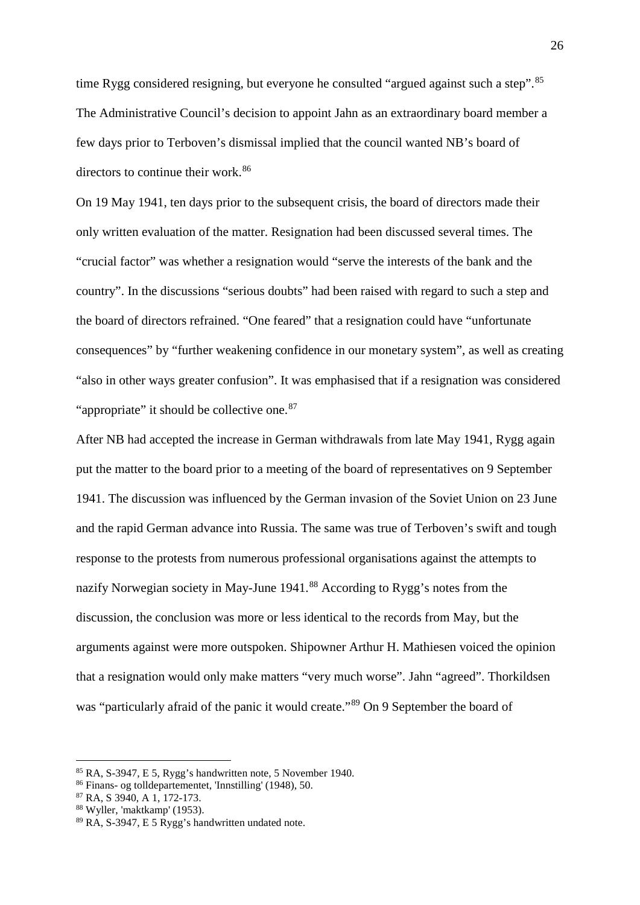time Rygg considered resigning, but everyone he consulted “argued against such a step”.[85] The Administrative Council’s decision to appoint Jahn as an extraordinary board member a few days prior to Terboven’s dismissal implied that the council wanted NB’s board of directors to continue their work.[86]

On 19 May 1941, ten days prior to the subsequent crisis, the board of directors made their only written evaluation of the matter. Resignation had been discussed several times. The “crucial factor” was whether a resignation would “serve the interests of the bank and the country”. In the discussions “serious doubts” had been raised with regard to such a step and the board of directors refrained. “One feared” that a resignation could have “unfortunate consequences” by “further weakening confidence in our monetary system”, as well as creating “also in other ways greater confusion”. It was emphasised that if a resignation was considered “appropriate” it should be collective one.[87]

After NB had accepted the increase in German withdrawals from late May 1941, Rygg again put the matter to the board prior to a meeting of the board of representatives on 9 September 1941. The discussion was influenced by the German invasion of the Soviet Union on 23 June and the rapid German advance into Russia. The same was true of Terboven’s swift and tough response to the protests from numerous professional organisations against the attempts to nazify Norwegian society in May-June 1941.[88] According to Rygg’s notes from the discussion, the conclusion was more or less identical to the records from May, but the arguments against were more outspoken. Shipowner Arthur H. Mathiesen voiced the opinion that a resignation would only make matters “very much worse”. Jahn “agreed”. Thorkildsen was “particularly afraid of the panic it would create.”[89] On 9 September the board of

[85] RA, S-3947, E 5, Rygg’s handwritten note, 5 November 1940.
[86] Finans- og tolldepartementet, 'Innstilling' (1948), 50.
[87] RA, S 3940, A 1, 172-173.
[88] Wyller, 'maktkamp' (1953).
[89] RA, S-3947, E 5 Rygg’s handwritten undated note.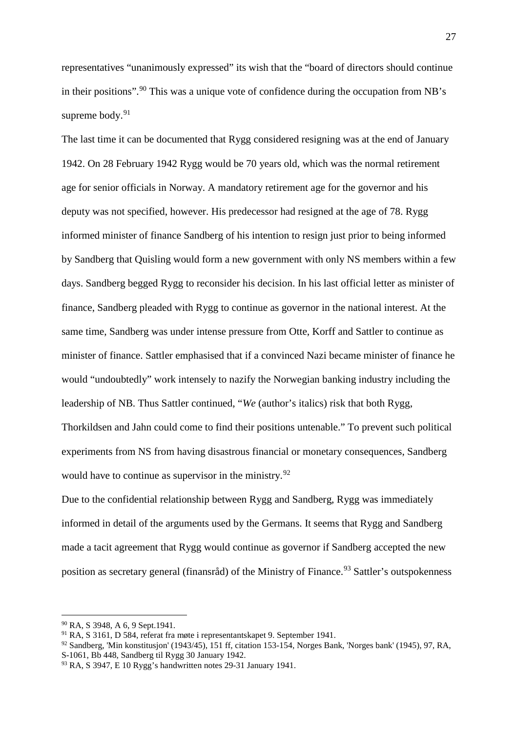representatives “unanimously expressed” its wish that the “board of directors should continue in their positions”.[90] This was a unique vote of confidence during the occupation from NB’s supreme body.[91]

The last time it can be documented that Rygg considered resigning was at the end of January 1942. On 28 February 1942 Rygg would be 70 years old, which was the normal retirement age for senior officials in Norway. A mandatory retirement age for the governor and his deputy was not specified, however. His predecessor had resigned at the age of 78. Rygg informed minister of finance Sandberg of his intention to resign just prior to being informed by Sandberg that Quisling would form a new government with only NS members within a few days. Sandberg begged Rygg to reconsider his decision. In his last official letter as minister of finance, Sandberg pleaded with Rygg to continue as governor in the national interest. At the same time, Sandberg was under intense pressure from Otte, Korff and Sattler to continue as minister of finance. Sattler emphasised that if a convinced Nazi became minister of finance he would “undoubtedly” work intensely to nazify the Norwegian banking industry including the leadership of NB. Thus Sattler continued, “*We* (author’s italics) risk that both Rygg, Thorkildsen and Jahn could come to find their positions untenable.” To prevent such political experiments from NS from having disastrous financial or monetary consequences, Sandberg would have to continue as supervisor in the ministry.[92]

Due to the confidential relationship between Rygg and Sandberg, Rygg was immediately informed in detail of the arguments used by the Germans. It seems that Rygg and Sandberg made a tacit agreement that Rygg would continue as governor if Sandberg accepted the new position as secretary general (finansråd) of the Ministry of Finance.[93] Sattler’s outspokenness

---

[90] RA, S 3948, A 6, 9 Sept.1941.

[91] RA, S 3161, D 584, referat fra møte i representantskapet 9. September 1941.

[92] Sandberg, 'Min konstitusjon' (1943/45), 151 ff, citation 153-154, Norges Bank, 'Norges bank' (1945), 97, RA, S-1061, Bb 448, Sandberg til Rygg 30 January 1942.

[93] RA, S 3947, E 10 Rygg’s handwritten notes 29-31 January 1941.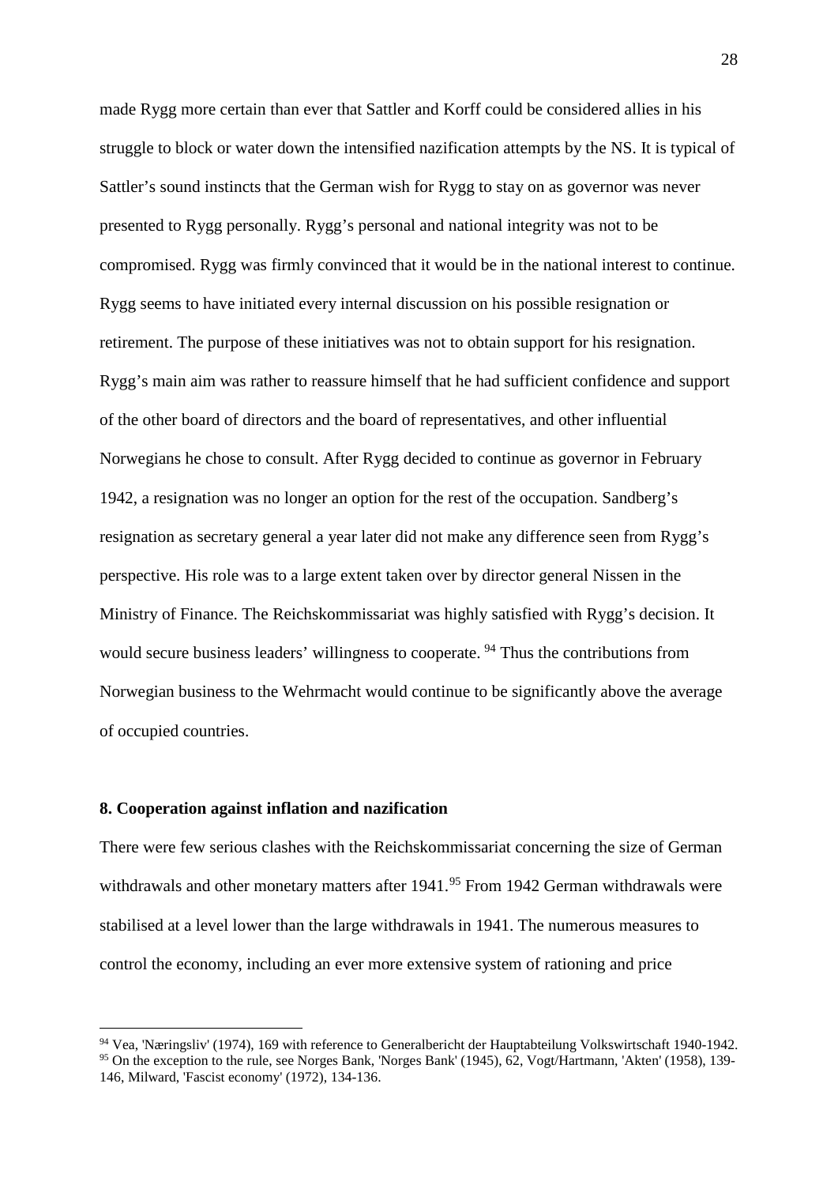made Rygg more certain than ever that Sattler and Korff could be considered allies in his struggle to block or water down the intensified nazification attempts by the NS. It is typical of Sattler's sound instincts that the German wish for Rygg to stay on as governor was never presented to Rygg personally. Rygg's personal and national integrity was not to be compromised. Rygg was firmly convinced that it would be in the national interest to continue. Rygg seems to have initiated every internal discussion on his possible resignation or retirement. The purpose of these initiatives was not to obtain support for his resignation. Rygg's main aim was rather to reassure himself that he had sufficient confidence and support of the other board of directors and the board of representatives, and other influential Norwegians he chose to consult. After Rygg decided to continue as governor in February 1942, a resignation was no longer an option for the rest of the occupation. Sandberg's resignation as secretary general a year later did not make any difference seen from Rygg's perspective. His role was to a large extent taken over by director general Nissen in the Ministry of Finance. The Reichskommissariat was highly satisfied with Rygg's decision. It would secure business leaders' willingness to cooperate. [94] Thus the contributions from Norwegian business to the Wehrmacht would continue to be significantly above the average of occupied countries.

### 8. Cooperation against inflation and nazification

There were few serious clashes with the Reichskommissariat concerning the size of German withdrawals and other monetary matters after 1941.[95] From 1942 German withdrawals were stabilised at a level lower than the large withdrawals in 1941. The numerous measures to control the economy, including an ever more extensive system of rationing and price

---

[94] Vea, 'Næringsliv' (1974), 169 with reference to Generalbericht der Hauptabteilung Volkswirtschaft 1940-1942.

[95] On the exception to the rule, see Norges Bank, 'Norges Bank' (1945), 62, Vogt/Hartmann, 'Akten' (1958), 139-146, Milward, 'Fascist economy' (1972), 134-136.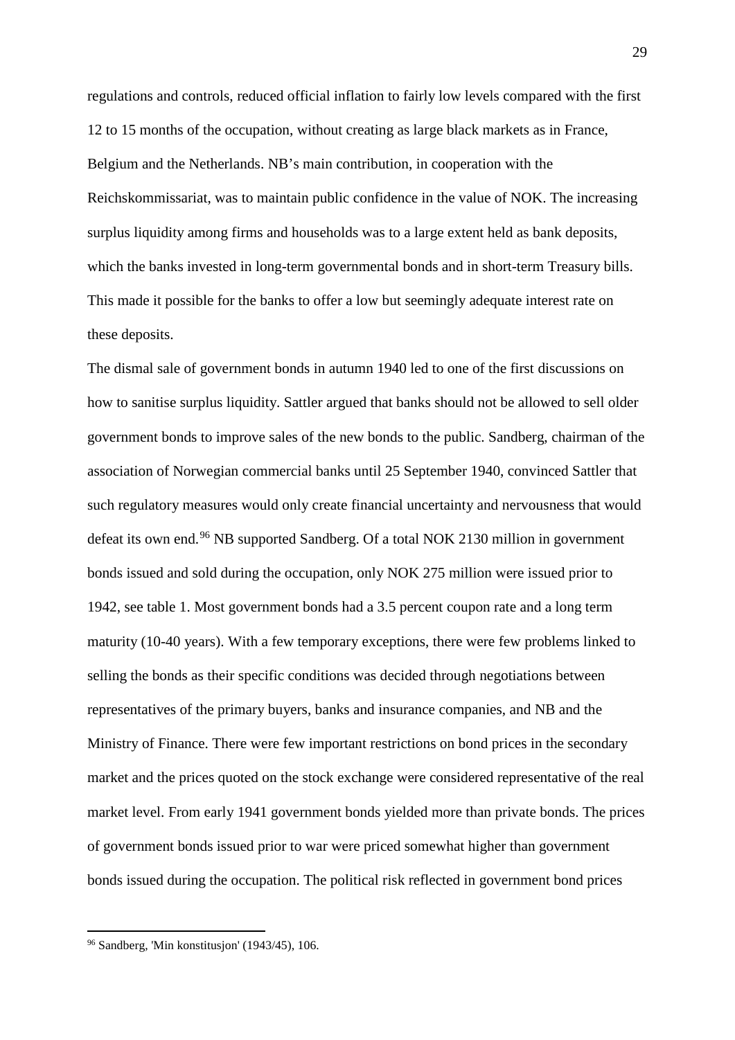regulations and controls, reduced official inflation to fairly low levels compared with the first 12 to 15 months of the occupation, without creating as large black markets as in France, Belgium and the Netherlands. NB's main contribution, in cooperation with the Reichskommissariat, was to maintain public confidence in the value of NOK. The increasing surplus liquidity among firms and households was to a large extent held as bank deposits, which the banks invested in long-term governmental bonds and in short-term Treasury bills. This made it possible for the banks to offer a low but seemingly adequate interest rate on these deposits.

The dismal sale of government bonds in autumn 1940 led to one of the first discussions on how to sanitise surplus liquidity. Sattler argued that banks should not be allowed to sell older government bonds to improve sales of the new bonds to the public. Sandberg, chairman of the association of Norwegian commercial banks until 25 September 1940, convinced Sattler that such regulatory measures would only create financial uncertainty and nervousness that would defeat its own end.[96] NB supported Sandberg. Of a total NOK 2130 million in government bonds issued and sold during the occupation, only NOK 275 million were issued prior to 1942, see table 1. Most government bonds had a 3.5 percent coupon rate and a long term maturity (10-40 years). With a few temporary exceptions, there were few problems linked to selling the bonds as their specific conditions was decided through negotiations between representatives of the primary buyers, banks and insurance companies, and NB and the Ministry of Finance. There were few important restrictions on bond prices in the secondary market and the prices quoted on the stock exchange were considered representative of the real market level. From early 1941 government bonds yielded more than private bonds. The prices of government bonds issued prior to war were priced somewhat higher than government bonds issued during the occupation. The political risk reflected in government bond prices

[96] Sandberg, 'Min konstitusjon' (1943/45), 106.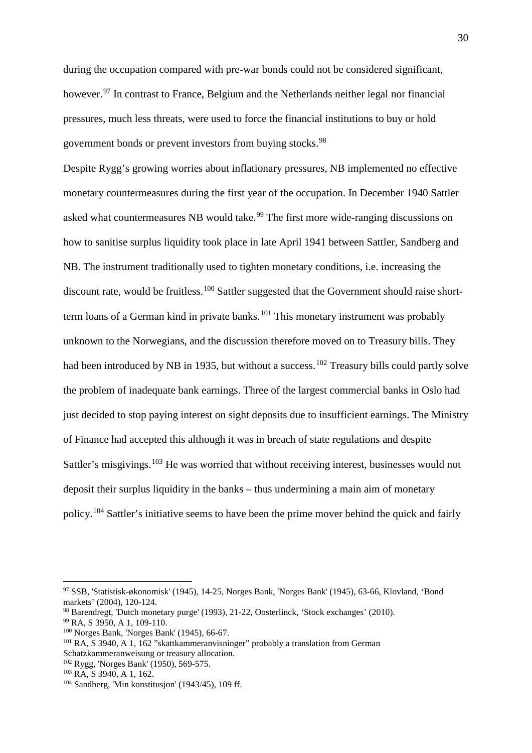during the occupation compared with pre-war bonds could not be considered significant, however.[97] In contrast to France, Belgium and the Netherlands neither legal nor financial pressures, much less threats, were used to force the financial institutions to buy or hold government bonds or prevent investors from buying stocks.[98]

Despite Rygg's growing worries about inflationary pressures, NB implemented no effective monetary countermeasures during the first year of the occupation. In December 1940 Sattler asked what countermeasures NB would take.[99] The first more wide-ranging discussions on how to sanitise surplus liquidity took place in late April 1941 between Sattler, Sandberg and NB. The instrument traditionally used to tighten monetary conditions, i.e. increasing the discount rate, would be fruitless.[100] Sattler suggested that the Government should raise short-term loans of a German kind in private banks.[101] This monetary instrument was probably unknown to the Norwegians, and the discussion therefore moved on to Treasury bills. They had been introduced by NB in 1935, but without a success.[102] Treasury bills could partly solve the problem of inadequate bank earnings. Three of the largest commercial banks in Oslo had just decided to stop paying interest on sight deposits due to insufficient earnings. The Ministry of Finance had accepted this although it was in breach of state regulations and despite Sattler's misgivings.[103] He was worried that without receiving interest, businesses would not deposit their surplus liquidity in the banks – thus undermining a main aim of monetary policy.[104] Sattler's initiative seems to have been the prime mover behind the quick and fairly

---

[97] SSB, 'Statistisk-økonomisk' (1945), 14-25, Norges Bank, 'Norges Bank' (1945), 63-66, Klovland, 'Bond markets' (2004), 120-124.

[98] Barendregt, 'Dutch monetary purge' (1993), 21-22, Oosterlinck, 'Stock exchanges' (2010).

[99] RA, S 3950, A 1, 109-110.

[100] Norges Bank, 'Norges Bank' (1945), 66-67.

[101] RA, S 3940, A 1, 162 "skattkammeranvisninger" probably a translation from German Schatzkammeranweisung or treasury allocation.

[102] Rygg, 'Norges Bank' (1950), 569-575.

[103] RA, S 3940, A 1, 162.

[104] Sandberg, 'Min konstitusjon' (1943/45), 109 ff.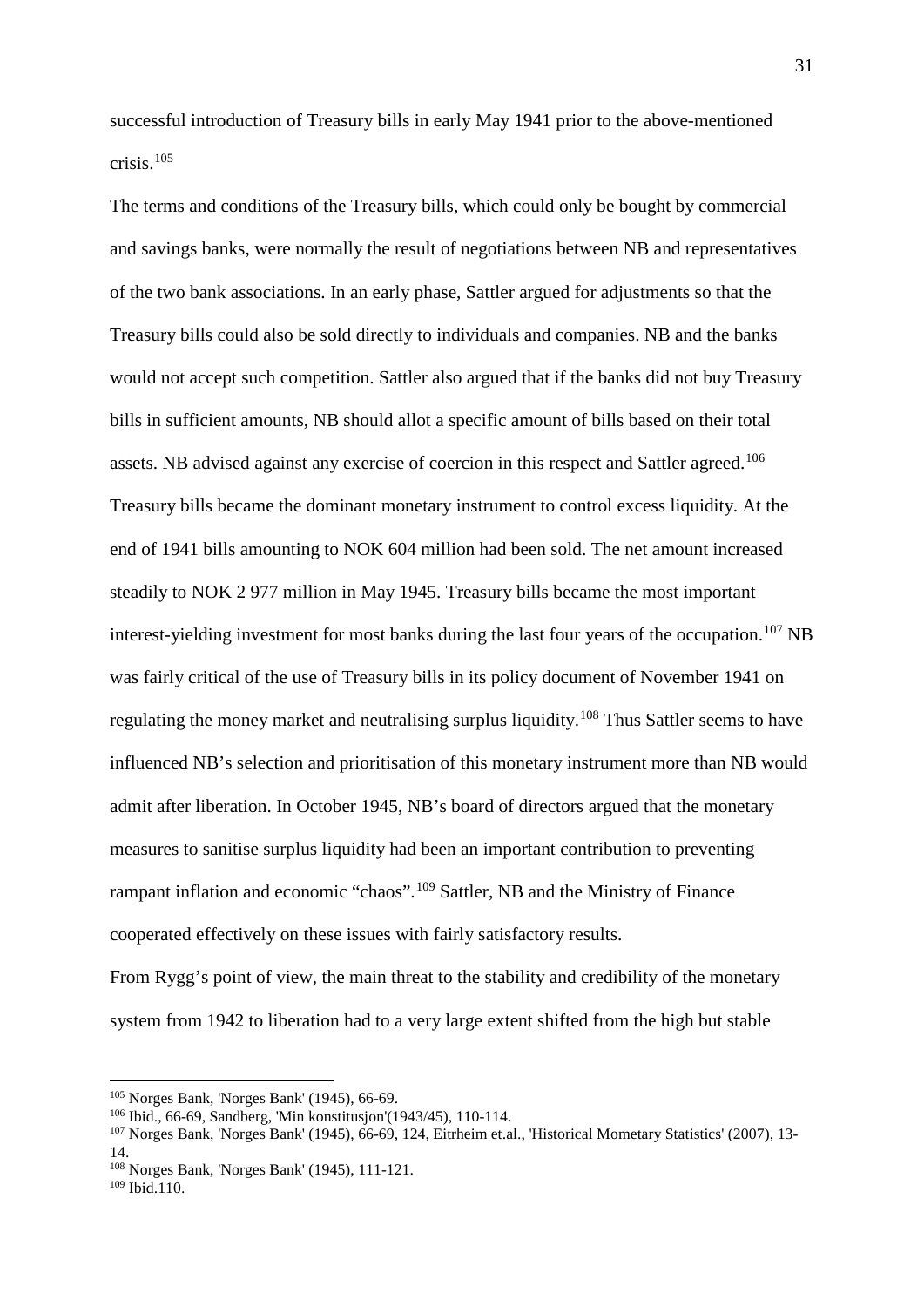successful introduction of Treasury bills in early May 1941 prior to the above-mentioned crisis.[105]

The terms and conditions of the Treasury bills, which could only be bought by commercial and savings banks, were normally the result of negotiations between NB and representatives of the two bank associations. In an early phase, Sattler argued for adjustments so that the Treasury bills could also be sold directly to individuals and companies. NB and the banks would not accept such competition. Sattler also argued that if the banks did not buy Treasury bills in sufficient amounts, NB should allot a specific amount of bills based on their total assets. NB advised against any exercise of coercion in this respect and Sattler agreed.[106] Treasury bills became the dominant monetary instrument to control excess liquidity. At the end of 1941 bills amounting to NOK 604 million had been sold. The net amount increased steadily to NOK 2 977 million in May 1945. Treasury bills became the most important interest-yielding investment for most banks during the last four years of the occupation.[107] NB was fairly critical of the use of Treasury bills in its policy document of November 1941 on regulating the money market and neutralising surplus liquidity.[108] Thus Sattler seems to have influenced NB's selection and prioritisation of this monetary instrument more than NB would admit after liberation. In October 1945, NB's board of directors argued that the monetary measures to sanitise surplus liquidity had been an important contribution to preventing rampant inflation and economic "chaos".[109] Sattler, NB and the Ministry of Finance cooperated effectively on these issues with fairly satisfactory results.

From Rygg's point of view, the main threat to the stability and credibility of the monetary system from 1942 to liberation had to a very large extent shifted from the high but stable

---

[105] Norges Bank, 'Norges Bank' (1945), 66-69.

[106] Ibid., 66-69, Sandberg, 'Min konstitusjon'(1943/45), 110-114.

[107] Norges Bank, 'Norges Bank' (1945), 66-69, 124, Eitrheim et.al., 'Historical Mometary Statistics' (2007), 13-14.

[108] Norges Bank, 'Norges Bank' (1945), 111-121.

[109] Ibid.110.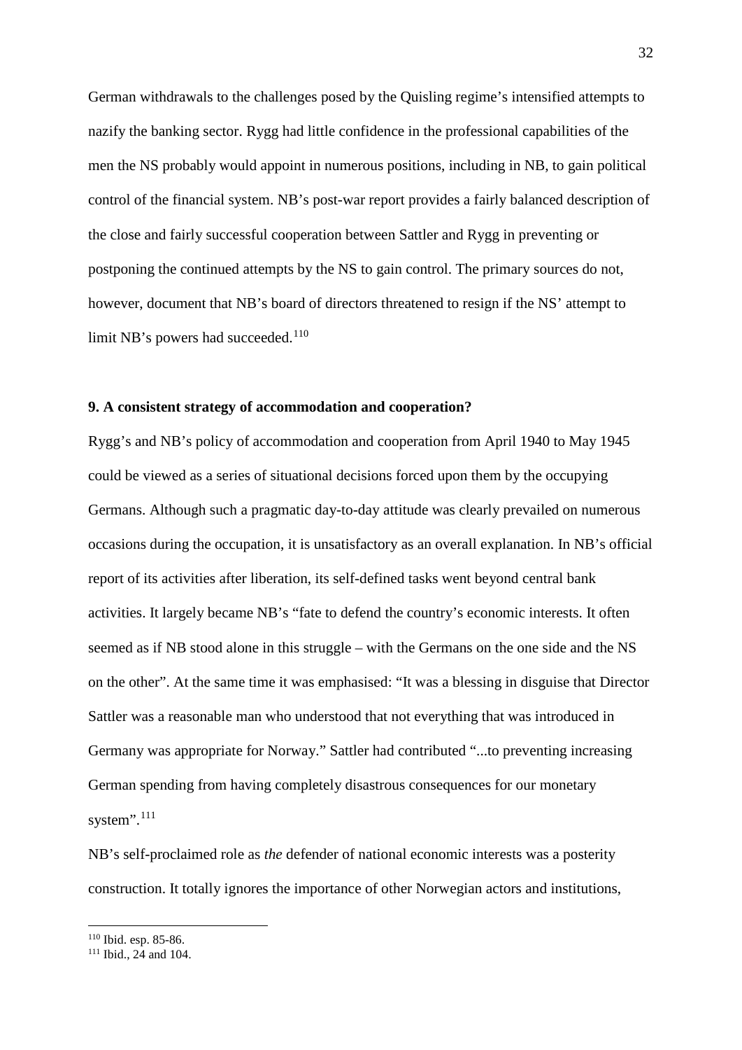German withdrawals to the challenges posed by the Quisling regime's intensified attempts to nazify the banking sector. Rygg had little confidence in the professional capabilities of the men the NS probably would appoint in numerous positions, including in NB, to gain political control of the financial system. NB's post-war report provides a fairly balanced description of the close and fairly successful cooperation between Sattler and Rygg in preventing or postponing the continued attempts by the NS to gain control. The primary sources do not, however, document that NB's board of directors threatened to resign if the NS' attempt to limit NB's powers had succeeded.[110]

## 9. A consistent strategy of accommodation and cooperation?

Rygg's and NB's policy of accommodation and cooperation from April 1940 to May 1945 could be viewed as a series of situational decisions forced upon them by the occupying Germans. Although such a pragmatic day-to-day attitude was clearly prevailed on numerous occasions during the occupation, it is unsatisfactory as an overall explanation. In NB's official report of its activities after liberation, its self-defined tasks went beyond central bank activities. It largely became NB's "fate to defend the country's economic interests. It often seemed as if NB stood alone in this struggle – with the Germans on the one side and the NS on the other". At the same time it was emphasised: "It was a blessing in disguise that Director Sattler was a reasonable man who understood that not everything that was introduced in Germany was appropriate for Norway." Sattler had contributed "...to preventing increasing German spending from having completely disastrous consequences for our monetary system".[111]

NB's self-proclaimed role as *the* defender of national economic interests was a posterity construction. It totally ignores the importance of other Norwegian actors and institutions,

[110] Ibid. esp. 85-86.

[111] Ibid., 24 and 104.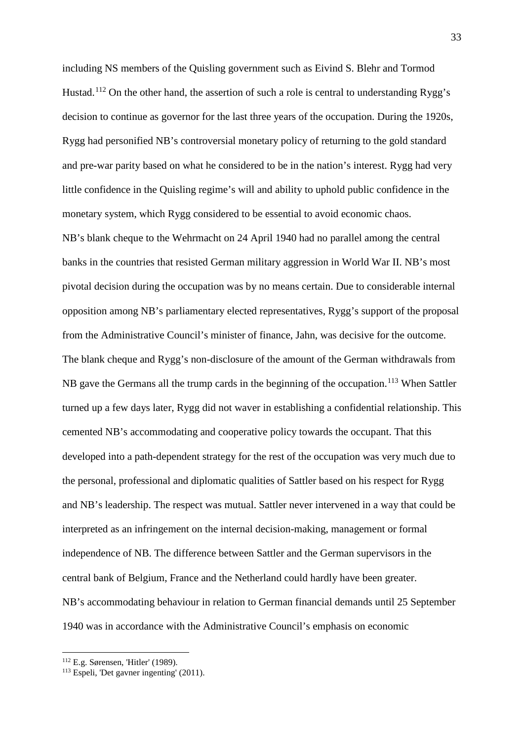including NS members of the Quisling government such as Eivind S. Blehr and Tormod Hustad.[112] On the other hand, the assertion of such a role is central to understanding Rygg's decision to continue as governor for the last three years of the occupation. During the 1920s, Rygg had personified NB's controversial monetary policy of returning to the gold standard and pre-war parity based on what he considered to be in the nation's interest. Rygg had very little confidence in the Quisling regime's will and ability to uphold public confidence in the monetary system, which Rygg considered to be essential to avoid economic chaos.

NB's blank cheque to the Wehrmacht on 24 April 1940 had no parallel among the central banks in the countries that resisted German military aggression in World War II. NB's most pivotal decision during the occupation was by no means certain. Due to considerable internal opposition among NB's parliamentary elected representatives, Rygg's support of the proposal from the Administrative Council's minister of finance, Jahn, was decisive for the outcome. The blank cheque and Rygg's non-disclosure of the amount of the German withdrawals from NB gave the Germans all the trump cards in the beginning of the occupation.[113] When Sattler turned up a few days later, Rygg did not waver in establishing a confidential relationship. This cemented NB's accommodating and cooperative policy towards the occupant. That this developed into a path-dependent strategy for the rest of the occupation was very much due to the personal, professional and diplomatic qualities of Sattler based on his respect for Rygg and NB's leadership. The respect was mutual. Sattler never intervened in a way that could be interpreted as an infringement on the internal decision-making, management or formal independence of NB. The difference between Sattler and the German supervisors in the central bank of Belgium, France and the Netherland could hardly have been greater.

NB's accommodating behaviour in relation to German financial demands until 25 September 1940 was in accordance with the Administrative Council's emphasis on economic

---

[112] E.g. Sørensen, 'Hitler' (1989).

[113] Espeli, 'Det gavner ingenting' (2011).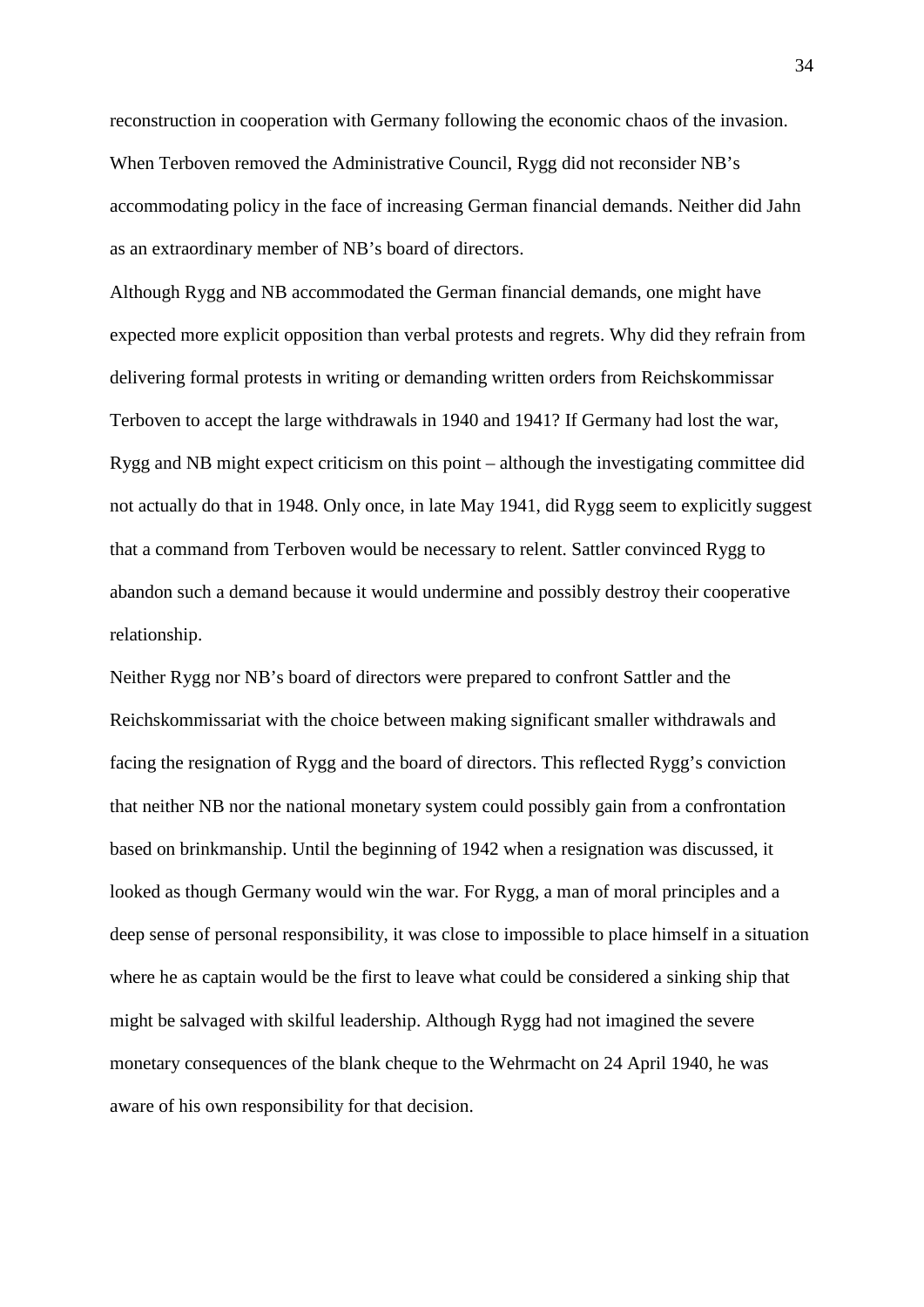reconstruction in cooperation with Germany following the economic chaos of the invasion. When Terboven removed the Administrative Council, Rygg did not reconsider NB's accommodating policy in the face of increasing German financial demands. Neither did Jahn as an extraordinary member of NB's board of directors.

Although Rygg and NB accommodated the German financial demands, one might have expected more explicit opposition than verbal protests and regrets. Why did they refrain from delivering formal protests in writing or demanding written orders from Reichskommissar Terboven to accept the large withdrawals in 1940 and 1941? If Germany had lost the war, Rygg and NB might expect criticism on this point – although the investigating committee did not actually do that in 1948. Only once, in late May 1941, did Rygg seem to explicitly suggest that a command from Terboven would be necessary to relent. Sattler convinced Rygg to abandon such a demand because it would undermine and possibly destroy their cooperative relationship.

Neither Rygg nor NB's board of directors were prepared to confront Sattler and the Reichskommissariat with the choice between making significant smaller withdrawals and facing the resignation of Rygg and the board of directors. This reflected Rygg's conviction that neither NB nor the national monetary system could possibly gain from a confrontation based on brinkmanship. Until the beginning of 1942 when a resignation was discussed, it looked as though Germany would win the war. For Rygg, a man of moral principles and a deep sense of personal responsibility, it was close to impossible to place himself in a situation where he as captain would be the first to leave what could be considered a sinking ship that might be salvaged with skilful leadership. Although Rygg had not imagined the severe monetary consequences of the blank cheque to the Wehrmacht on 24 April 1940, he was aware of his own responsibility for that decision.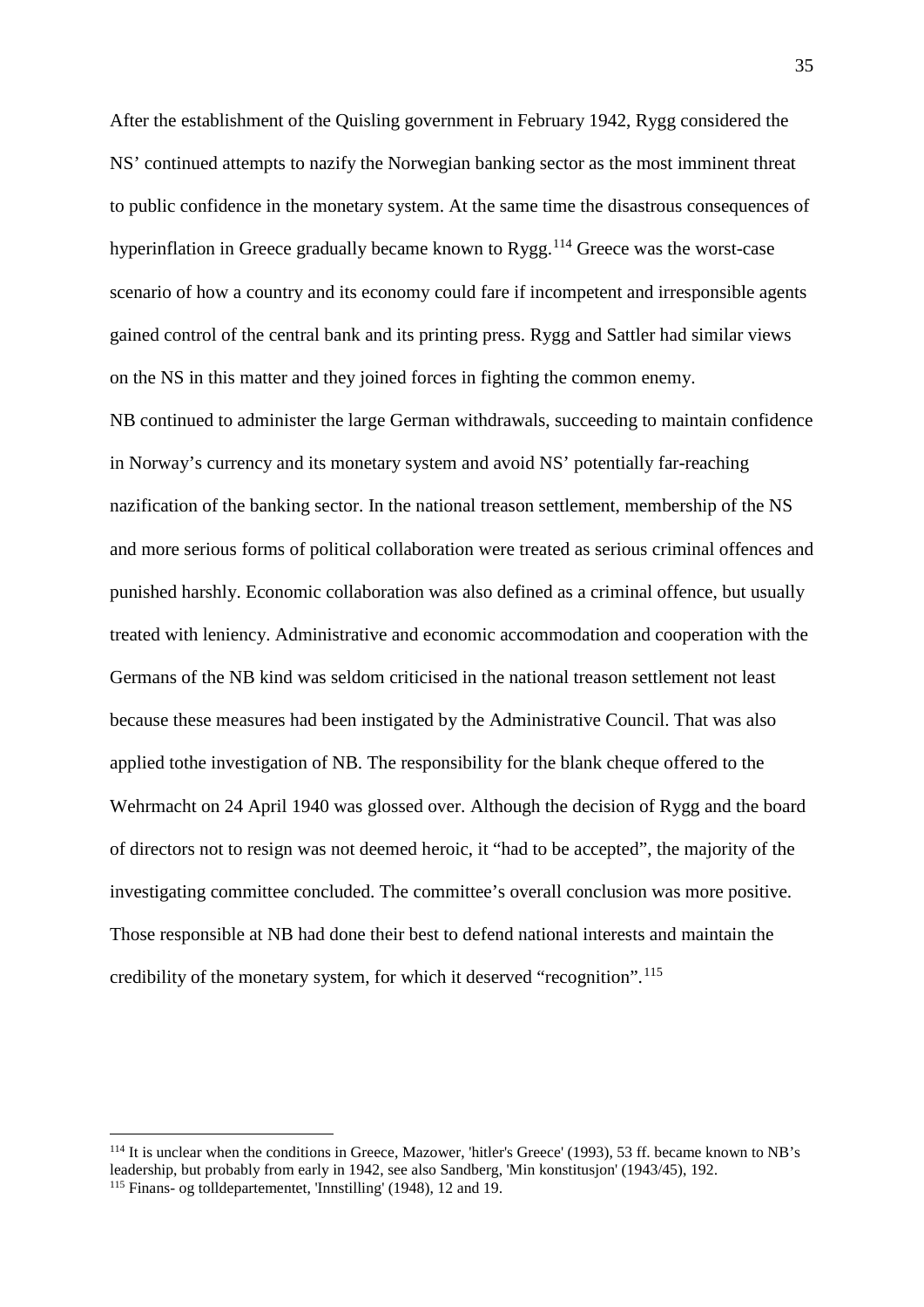After the establishment of the Quisling government in February 1942, Rygg considered the NS' continued attempts to nazify the Norwegian banking sector as the most imminent threat to public confidence in the monetary system. At the same time the disastrous consequences of hyperinflation in Greece gradually became known to Rygg.[114] Greece was the worst-case scenario of how a country and its economy could fare if incompetent and irresponsible agents gained control of the central bank and its printing press. Rygg and Sattler had similar views on the NS in this matter and they joined forces in fighting the common enemy.

NB continued to administer the large German withdrawals, succeeding to maintain confidence in Norway's currency and its monetary system and avoid NS' potentially far-reaching nazification of the banking sector. In the national treason settlement, membership of the NS and more serious forms of political collaboration were treated as serious criminal offences and punished harshly. Economic collaboration was also defined as a criminal offence, but usually treated with leniency. Administrative and economic accommodation and cooperation with the Germans of the NB kind was seldom criticised in the national treason settlement not least because these measures had been instigated by the Administrative Council. That was also applied tothe investigation of NB. The responsibility for the blank cheque offered to the Wehrmacht on 24 April 1940 was glossed over. Although the decision of Rygg and the board of directors not to resign was not deemed heroic, it "had to be accepted", the majority of the investigating committee concluded. The committee's overall conclusion was more positive. Those responsible at NB had done their best to defend national interests and maintain the credibility of the monetary system, for which it deserved "recognition".[115]

---

[114] It is unclear when the conditions in Greece, Mazower, 'hitler's Greece' (1993), 53 ff. became known to NB's leadership, but probably from early in 1942, see also Sandberg, 'Min konstitusjon' (1943/45), 192.

[115] Finans- og tolldepartementet, 'Innstilling' (1948), 12 and 19.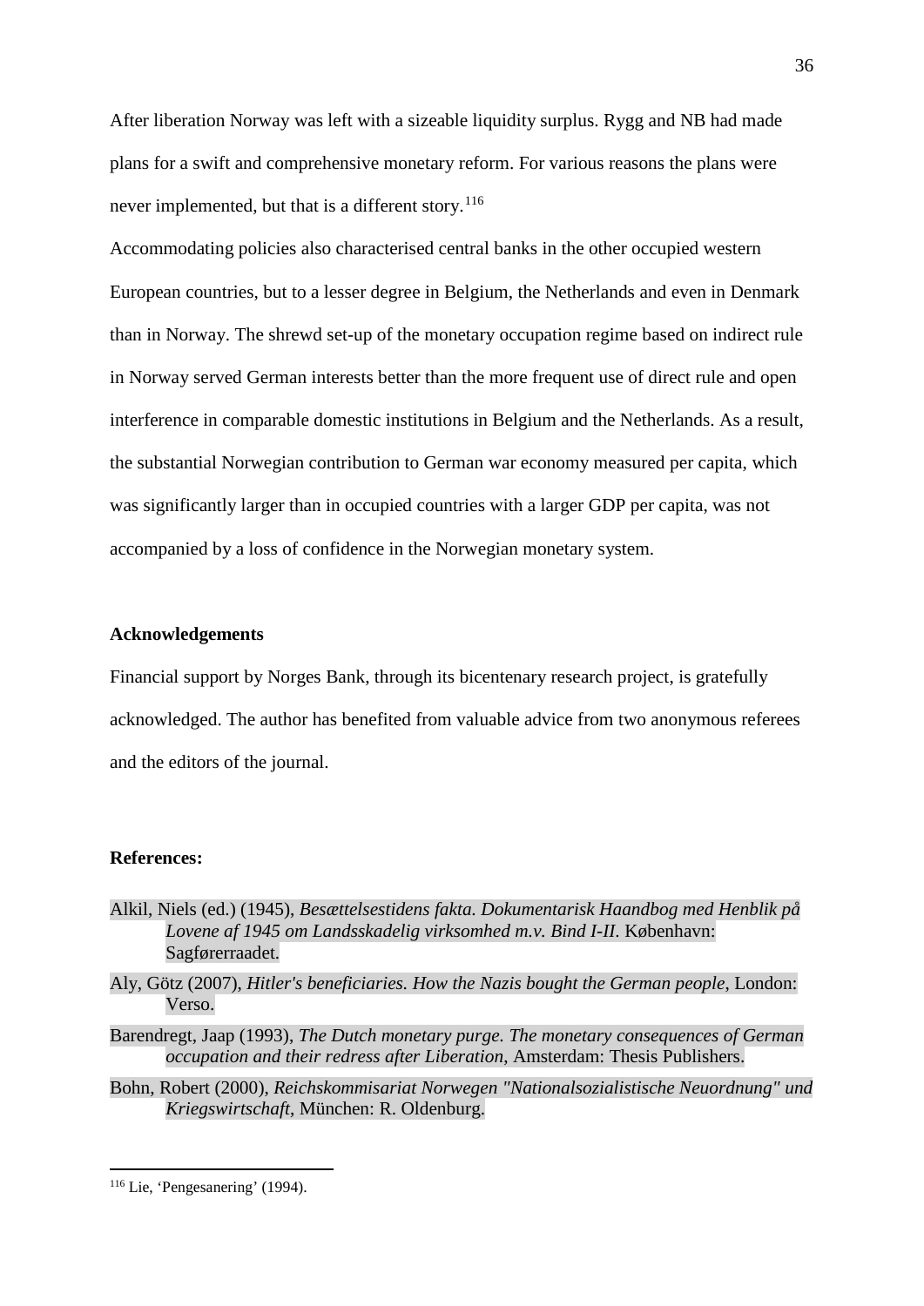After liberation Norway was left with a sizeable liquidity surplus. Rygg and NB had made plans for a swift and comprehensive monetary reform. For various reasons the plans were never implemented, but that is a different story.[116]

Accommodating policies also characterised central banks in the other occupied western European countries, but to a lesser degree in Belgium, the Netherlands and even in Denmark than in Norway. The shrewd set-up of the monetary occupation regime based on indirect rule in Norway served German interests better than the more frequent use of direct rule and open interference in comparable domestic institutions in Belgium and the Netherlands. As a result, the substantial Norwegian contribution to German war economy measured per capita, which was significantly larger than in occupied countries with a larger GDP per capita, was not accompanied by a loss of confidence in the Norwegian monetary system.

## Acknowledgements

Financial support by Norges Bank, through its bicentenary research project, is gratefully acknowledged. The author has benefited from valuable advice from two anonymous referees and the editors of the journal.

## References:

Alkil, Niels (ed.) (1945), *Besættelsestidens fakta. Dokumentarisk Haandbog med Henblik på Lovene af 1945 om Landsskadelig virksomhed m.v. Bind I-II*. København: Sagførerraadet.

Aly, Götz (2007), *Hitler's beneficiaries. How the Nazis bought the German people*, London: Verso.

Barendregt, Jaap (1993), *The Dutch monetary purge. The monetary consequences of German occupation and their redress after Liberation*, Amsterdam: Thesis Publishers.

Bohn, Robert (2000), *Reichskommisariat Norwegen "Nationalsozialistische Neuordnung" und Kriegswirtschaft*, München: R. Oldenburg.

[116] Lie, 'Pengesanering' (1994).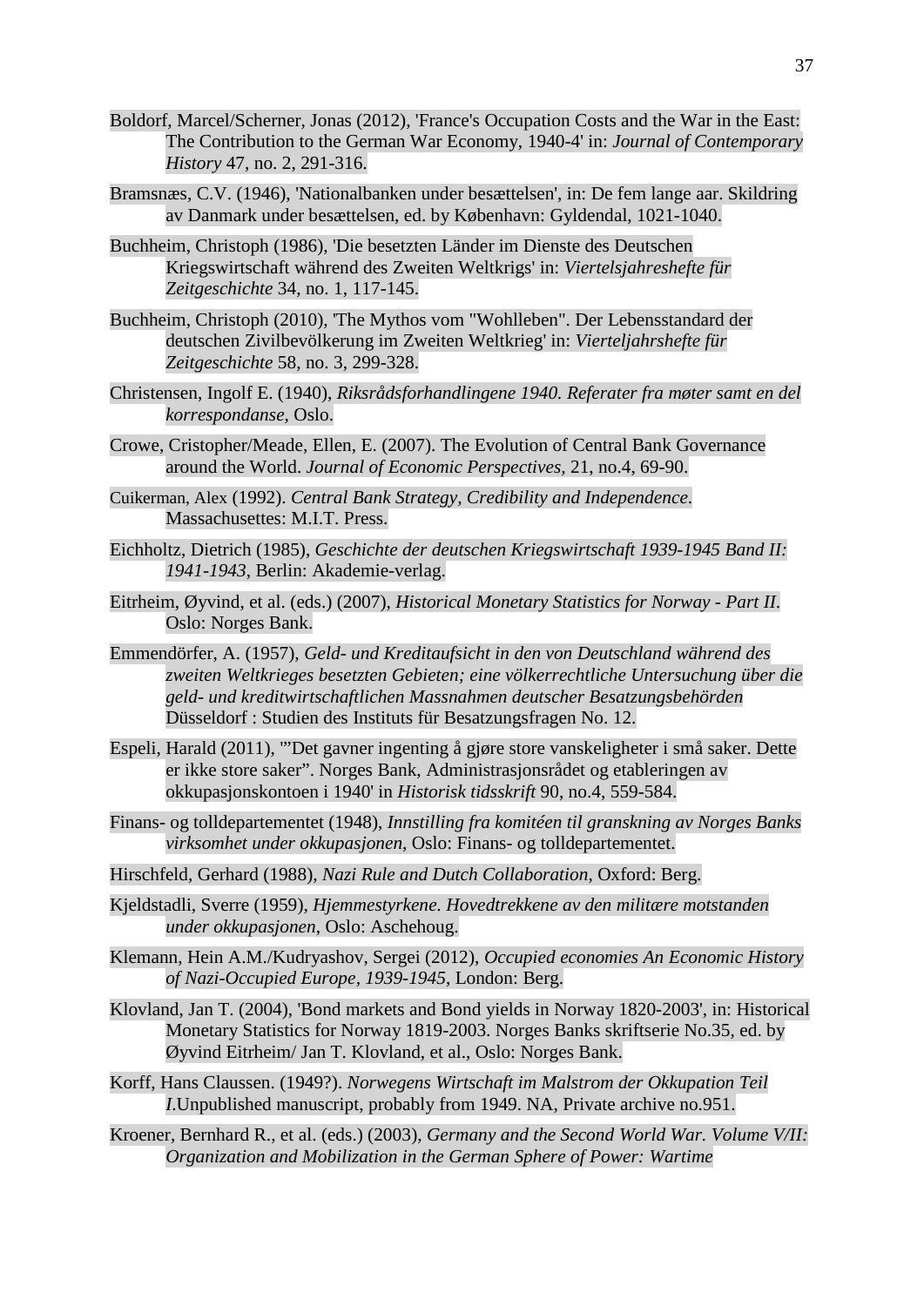Boldorf, Marcel/Scherner, Jonas (2012), 'France's Occupation Costs and the War in the East: The Contribution to the German War Economy, 1940-4' in: *Journal of Contemporary History* 47, no. 2, 291-316.

Bramsnæs, C.V. (1946), 'Nationalbanken under besættelsen', in: De fem lange aar. Skildring av Danmark under besættelsen, ed. by København: Gyldendal, 1021-1040.

Buchheim, Christoph (1986), 'Die besetzten Länder im Dienste des Deutschen Kriegswirtschaft während des Zweiten Weltkrigs' in: *Viertelsjahreshefte für Zeitgeschichte* 34, no. 1, 117-145.

Buchheim, Christoph (2010), 'The Mythos vom "Wohlleben". Der Lebensstandard der deutschen Zivilbevölkerung im Zweiten Weltkrieg' in: *Vierteljahrshefte für Zeitgeschichte* 58, no. 3, 299-328.

Christensen, Ingolf E. (1940), *Riksrådsforhandlingene 1940. Referater fra møter samt en del korrespondanse*, Oslo.

Crowe, Cristopher/Meade, Ellen, E. (2007). The Evolution of Central Bank Governance around the World. *Journal of Economic Perspectives*, 21, no.4, 69-90.

Cuikerman, Alex (1992). *Central Bank Strategy, Credibility and Independence*. Massachusettes: M.I.T. Press.

Eichholtz, Dietrich (1985), *Geschichte der deutschen Kriegswirtschaft 1939-1945 Band II: 1941-1943*, Berlin: Akademie-verlag.

Eitrheim, Øyvind, et al. (eds.) (2007), *Historical Monetary Statistics for Norway - Part II*. Oslo: Norges Bank.

Emmendörfer, A. (1957), *Geld- und Kreditaufsicht in den von Deutschland während des zweiten Weltkrieges besetzten Gebieten; eine völkerrechtliche Untersuchung über die geld- und kreditwirtschaftlichen Massnahmen deutscher Besatzungsbehörden* Düsseldorf : Studien des Instituts für Besatzungsfragen No. 12.

Espeli, Harald (2011), '"Det gavner ingenting å gjøre store vanskeligheter i små saker. Dette er ikke store saker". Norges Bank, Administrasjonsrådet og etableringen av okkupasjonskontoen i 1940' in *Historisk tidsskrift* 90, no.4, 559-584.

Finans- og tolldepartementet (1948), *Innstilling fra komitéen til granskning av Norges Banks virksomhet under okkupasjonen*, Oslo: Finans- og tolldepartementet.

Hirschfeld, Gerhard (1988), *Nazi Rule and Dutch Collaboration*, Oxford: Berg.

Kjeldstadli, Sverre (1959), *Hjemmestyrkene. Hovedtrekkene av den militære motstanden under okkupasjonen*, Oslo: Aschehoug.

Klemann, Hein A.M./Kudryashov, Sergei (2012), *Occupied economies An Economic History of Nazi-Occupied Europe, 1939-1945*, London: Berg.

Klovland, Jan T. (2004), 'Bond markets and Bond yields in Norway 1820-2003', in: Historical Monetary Statistics for Norway 1819-2003. Norges Banks skriftserie No.35, ed. by Øyvind Eitrheim/ Jan T. Klovland, et al., Oslo: Norges Bank.

Korff, Hans Claussen. (1949?). *Norwegens Wirtschaft im Malstrom der Okkupation Teil I.*Unpublished manuscript, probably from 1949. NA, Private archive no.951.

Kroener, Bernhard R., et al. (eds.) (2003), *Germany and the Second World War. Volume V/II: Organization and Mobilization in the German Sphere of Power: Wartime*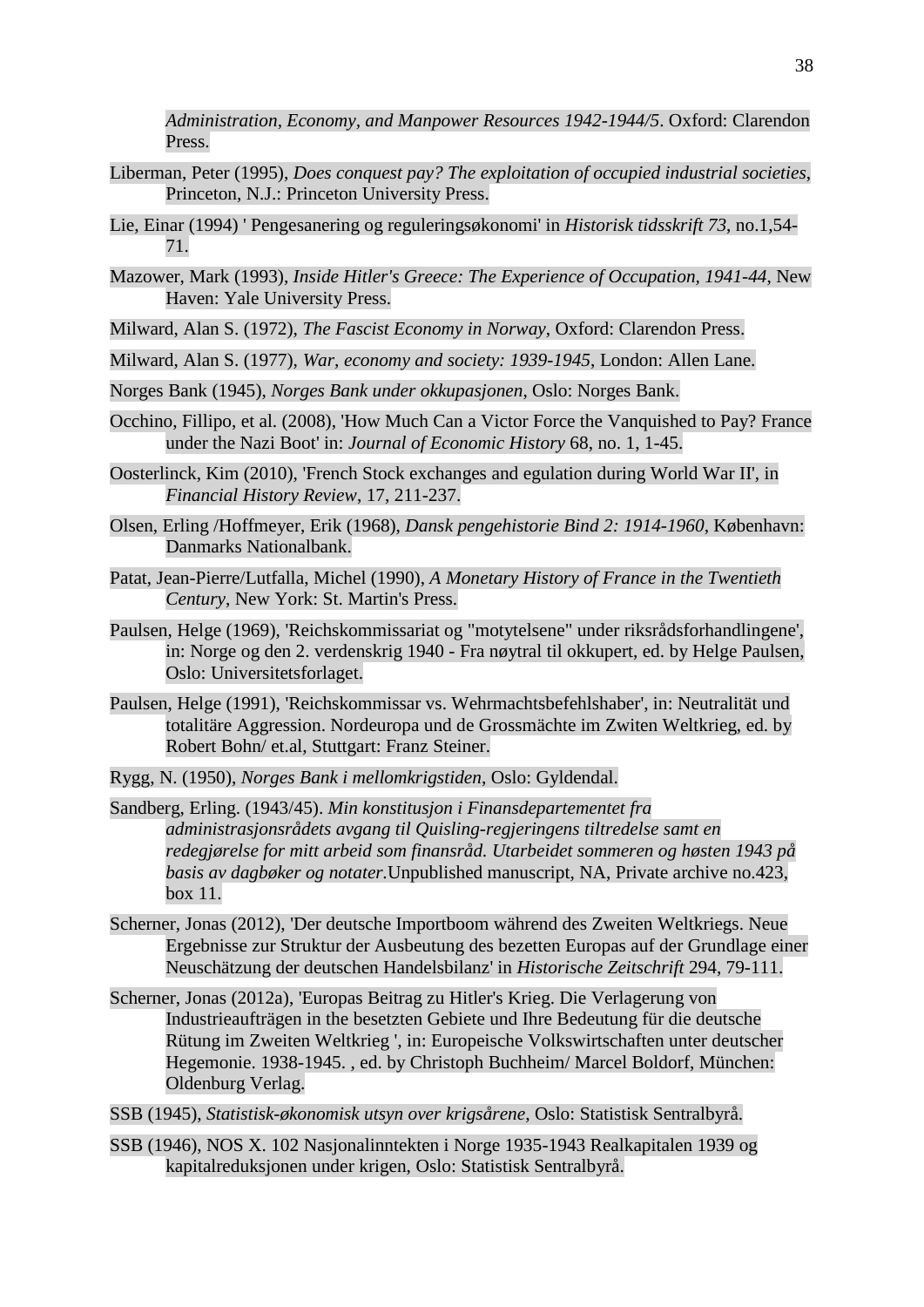*Administration, Economy, and Manpower Resources 1942-1944/5*. Oxford: Clarendon Press.

Liberman, Peter (1995), *Does conquest pay? The exploitation of occupied industrial societies*, Princeton, N.J.: Princeton University Press.

Lie, Einar (1994) ' Pengesanering og reguleringsøkonomi' in *Historisk tidsskrift 73*, no.1,54-71.

Mazower, Mark (1993), *Inside Hitler's Greece: The Experience of Occupation, 1941-44*, New Haven: Yale University Press.

Milward, Alan S. (1972), *The Fascist Economy in Norway*, Oxford: Clarendon Press.

Milward, Alan S. (1977), *War, economy and society: 1939-1945*, London: Allen Lane.

Norges Bank (1945), *Norges Bank under okkupasjonen*, Oslo: Norges Bank.

Occhino, Fillipo, et al. (2008), 'How Much Can a Victor Force the Vanquished to Pay? France under the Nazi Boot' in: *Journal of Economic History* 68, no. 1, 1-45.

Oosterlinck, Kim (2010), 'French Stock exchanges and egulation during World War II', in *Financial History Review*, 17, 211-237.

Olsen, Erling /Hoffmeyer, Erik (1968), *Dansk pengehistorie Bind 2: 1914-1960*, København: Danmarks Nationalbank.

Patat, Jean-Pierre/Lutfalla, Michel (1990), *A Monetary History of France in the Twentieth Century*, New York: St. Martin's Press.

Paulsen, Helge (1969), 'Reichskommissariat og "motytelsene" under riksrådsforhandlingene', in: Norge og den 2. verdenskrig 1940 - Fra nøytral til okkupert, ed. by Helge Paulsen, Oslo: Universitetsforlaget.

Paulsen, Helge (1991), 'Reichskommissar vs. Wehrmachtsbefehlshaber', in: Neutralität und totalitäre Aggression. Nordeuropa und de Grossmächte im Zwiten Weltkrieg, ed. by Robert Bohn/ et.al, Stuttgart: Franz Steiner.

Rygg, N. (1950), *Norges Bank i mellomkrigstiden*, Oslo: Gyldendal.

Sandberg, Erling. (1943/45). *Min konstitusjon i Finansdepartementet fra administrasjonsrådets avgang til Quisling-regjeringens tiltredelse samt en redegjørelse for mitt arbeid som finansråd. Utarbeidet sommeren og høsten 1943 på basis av dagbøker og notater.*Unpublished manuscript, NA, Private archive no.423, box 11.

Scherner, Jonas (2012), 'Der deutsche Importboom während des Zweiten Weltkriegs. Neue Ergebnisse zur Struktur der Ausbeutung des bezetten Europas auf der Grundlage einer Neuschätzung der deutschen Handelsbilanz' in *Historische Zeitschrift* 294, 79-111.

Scherner, Jonas (2012a), 'Europas Beitrag zu Hitler's Krieg. Die Verlagerung von Industrieaufträgen in the besetzten Gebiete und Ihre Bedeutung für die deutsche Rütung im Zweiten Weltkrieg ', in: Europeische Volkswirtschaften unter deutscher Hegemonie. 1938-1945. , ed. by Christoph Buchheim/ Marcel Boldorf, München: Oldenburg Verlag.

SSB (1945), *Statistisk-økonomisk utsyn over krigsårene*, Oslo: Statistisk Sentralbyrå.

SSB (1946), NOS X. 102 Nasjonalinntekten i Norge 1935-1943 Realkapitalen 1939 og kapitalreduksjonen under krigen, Oslo: Statistisk Sentralbyrå.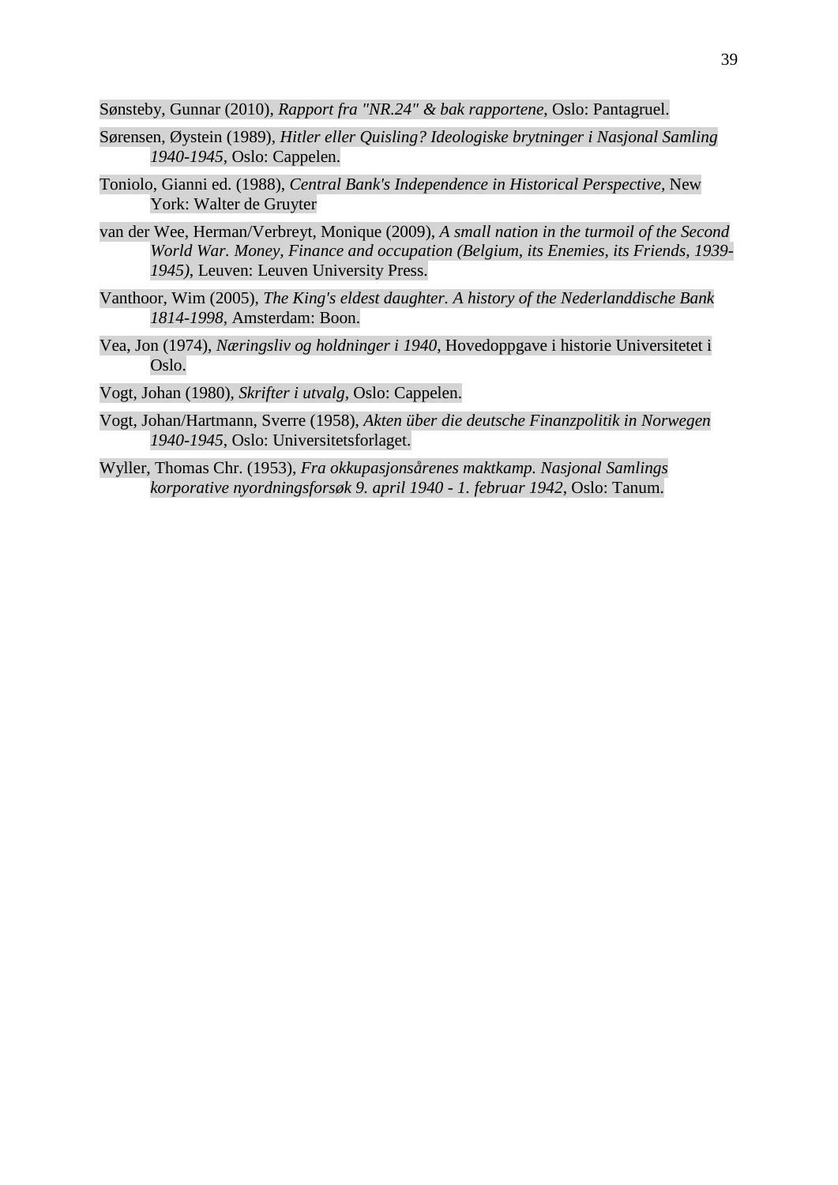Sønsteby, Gunnar (2010), *Rapport fra "NR.24" & bak rapportene*, Oslo: Pantagruel.

Sørensen, Øystein (1989), *Hitler eller Quisling? Ideologiske brytninger i Nasjonal Samling 1940-1945*, Oslo: Cappelen.

Toniolo, Gianni ed. (1988), *Central Bank's Independence in Historical Perspective*, New York: Walter de Gruyter

van der Wee, Herman/Verbreyt, Monique (2009), *A small nation in the turmoil of the Second World War. Money, Finance and occupation (Belgium, its Enemies, its Friends, 1939-1945)*, Leuven: Leuven University Press.

Vanthoor, Wim (2005), *The King's eldest daughter. A history of the Nederlanddische Bank 1814-1998*, Amsterdam: Boon.

Vea, Jon (1974), *Næringsliv og holdninger i 1940*, Hovedoppgave i historie Universitetet i Oslo.

Vogt, Johan (1980), *Skrifter i utvalg*, Oslo: Cappelen.

Vogt, Johan/Hartmann, Sverre (1958), *Akten über die deutsche Finanzpolitik in Norwegen 1940-1945*, Oslo: Universitetsforlaget.

Wyller, Thomas Chr. (1953), *Fra okkupasjonsårenes maktkamp. Nasjonal Samlings korporative nyordningsforsøk 9. april 1940 - 1. februar 1942*, Oslo: Tanum.